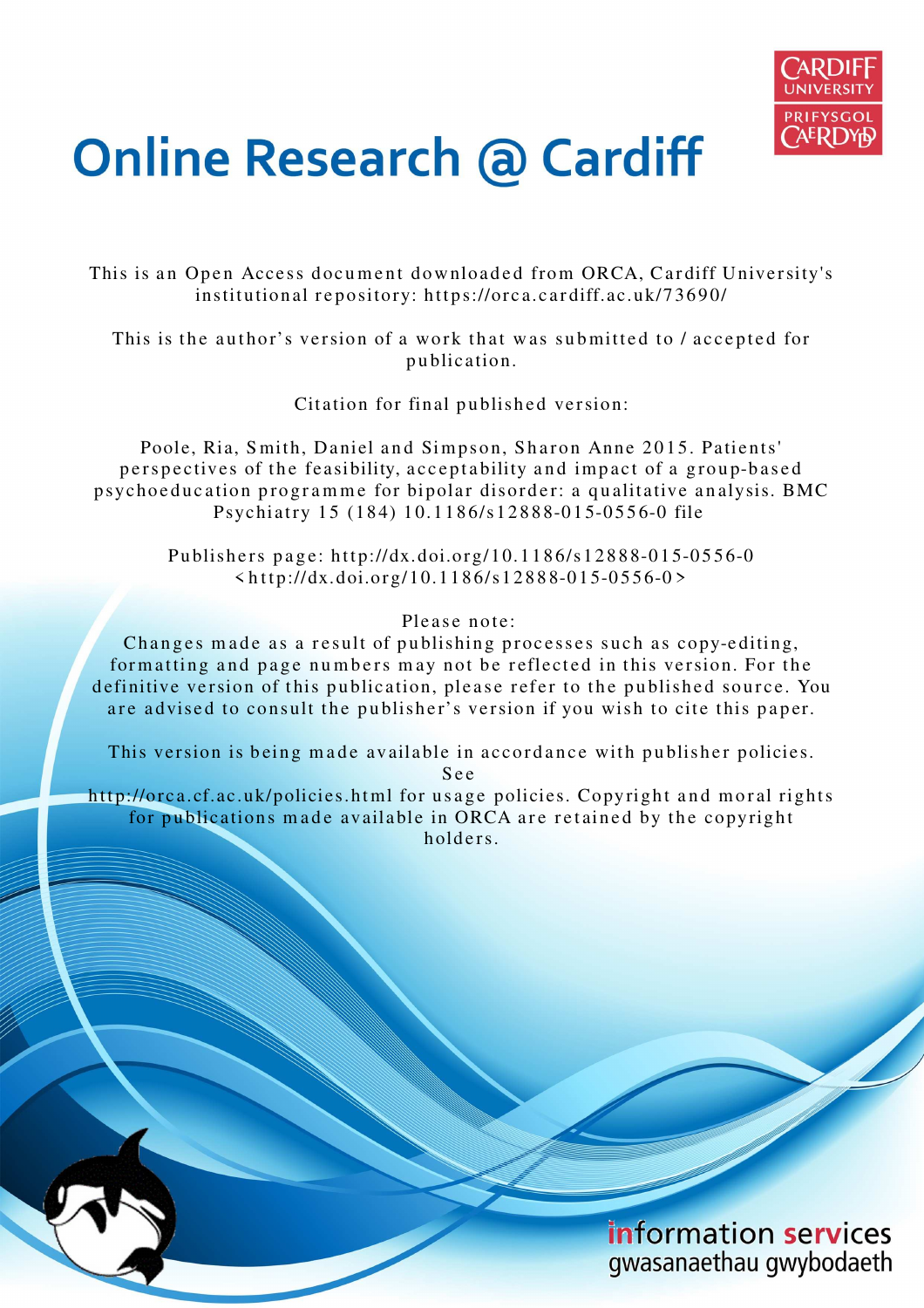# Online Research @ Cardiff

This is an Open Access document downloaded from ORCA, Cardiff University's institutional repository: https://orca.cardiff.ac.uk/73690/

This is the author's version of a work that was submitted to / accepted for publication.

Citation for final published version:

Poole, Ria, Smith, Daniel and Simpson, Sharon Anne 2015. Patients' perspectives of the feasibility, acceptability and impact of a group-based psychoeducation programme for bipolar disorder: a qualitative analysis. BMC Psychiatry 15 (184) 10.1186/s12888-015-0556-0 file

Publishers page: http://dx.doi.org/10.1186/s12888-015-0556-0 <http://dx.doi.org/10.1186/s12888-015-0556-0>

Please note:
Changes made as a result of publishing processes such as copy-editing, formatting and page numbers may not be reflected in this version. For the definitive version of this publication, please refer to the published source. You are advised to consult the publisher's version if you wish to cite this paper.

This version is being made available in accordance with publisher policies. See
http://orca.cf.ac.uk/policies.html for usage policies. Copyright and moral rights for publications made available in ORCA are retained by the copyright holders.

information services
gwasanaethau gwybodaeth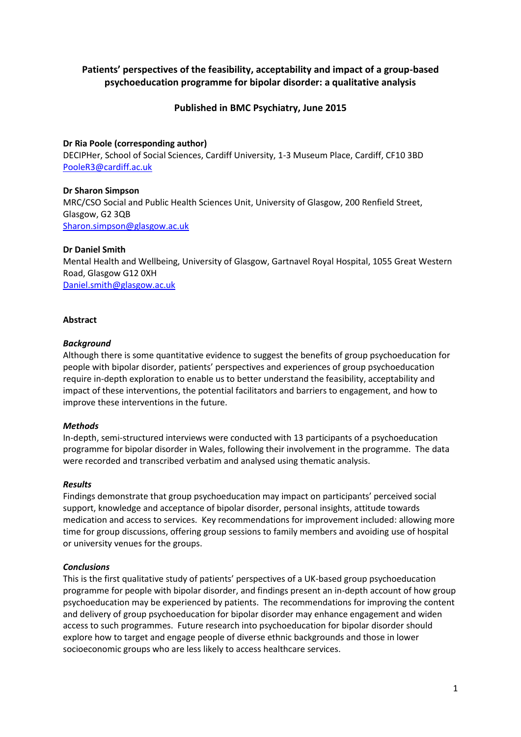**Patients' perspectives of the feasibility, acceptability and impact of a group-based psychoeducation programme for bipolar disorder: a qualitative analysis**

**Published in BMC Psychiatry, June 2015**

**Dr Ria Poole (corresponding author)**
DECIPHer, School of Social Sciences, Cardiff University, 1-3 Museum Place, Cardiff, CF10 3BD
PooleR3@cardiff.ac.uk

**Dr Sharon Simpson**
MRC/CSO Social and Public Health Sciences Unit, University of Glasgow, 200 Renfield Street, Glasgow, G2 3QB
Sharon.simpson@glasgow.ac.uk

**Dr Daniel Smith**
Mental Health and Wellbeing, University of Glasgow, Gartnavel Royal Hospital, 1055 Great Western Road, Glasgow G12 0XH
Daniel.smith@glasgow.ac.uk

**Abstract**

***Background***

Although there is some quantitative evidence to suggest the benefits of group psychoeducation for people with bipolar disorder, patients' perspectives and experiences of group psychoeducation require in-depth exploration to enable us to better understand the feasibility, acceptability and impact of these interventions, the potential facilitators and barriers to engagement, and how to improve these interventions in the future.

***Methods***

In-depth, semi-structured interviews were conducted with 13 participants of a psychoeducation programme for bipolar disorder in Wales, following their involvement in the programme. The data were recorded and transcribed verbatim and analysed using thematic analysis.

***Results***

Findings demonstrate that group psychoeducation may impact on participants' perceived social support, knowledge and acceptance of bipolar disorder, personal insights, attitude towards medication and access to services. Key recommendations for improvement included: allowing more time for group discussions, offering group sessions to family members and avoiding use of hospital or university venues for the groups.

***Conclusions***

This is the first qualitative study of patients' perspectives of a UK-based group psychoeducation programme for people with bipolar disorder, and findings present an in-depth account of how group psychoeducation may be experienced by patients. The recommendations for improving the content and delivery of group psychoeducation for bipolar disorder may enhance engagement and widen access to such programmes. Future research into psychoeducation for bipolar disorder should explore how to target and engage people of diverse ethnic backgrounds and those in lower socioeconomic groups who are less likely to access healthcare services.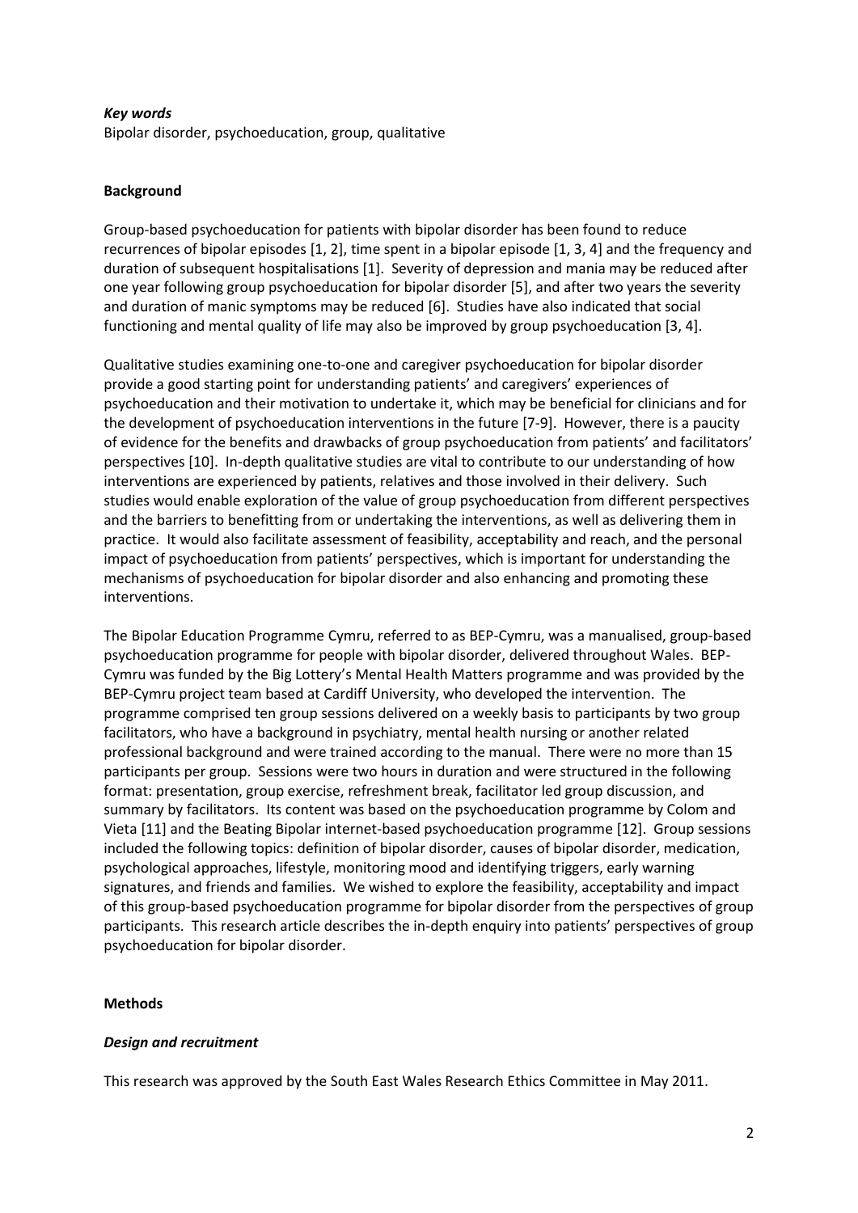***Key words***

Bipolar disorder, psychoeducation, group, qualitative

**Background**

Group-based psychoeducation for patients with bipolar disorder has been found to reduce recurrences of bipolar episodes [1, 2], time spent in a bipolar episode [1, 3, 4] and the frequency and duration of subsequent hospitalisations [1]. Severity of depression and mania may be reduced after one year following group psychoeducation for bipolar disorder [5], and after two years the severity and duration of manic symptoms may be reduced [6]. Studies have also indicated that social functioning and mental quality of life may also be improved by group psychoeducation [3, 4].

Qualitative studies examining one-to-one and caregiver psychoeducation for bipolar disorder provide a good starting point for understanding patients' and caregivers' experiences of psychoeducation and their motivation to undertake it, which may be beneficial for clinicians and for the development of psychoeducation interventions in the future [7-9]. However, there is a paucity of evidence for the benefits and drawbacks of group psychoeducation from patients' and facilitators' perspectives [10]. In-depth qualitative studies are vital to contribute to our understanding of how interventions are experienced by patients, relatives and those involved in their delivery. Such studies would enable exploration of the value of group psychoeducation from different perspectives and the barriers to benefitting from or undertaking the interventions, as well as delivering them in practice. It would also facilitate assessment of feasibility, acceptability and reach, and the personal impact of psychoeducation from patients' perspectives, which is important for understanding the mechanisms of psychoeducation for bipolar disorder and also enhancing and promoting these interventions.

The Bipolar Education Programme Cymru, referred to as BEP-Cymru, was a manualised, group-based psychoeducation programme for people with bipolar disorder, delivered throughout Wales. BEP-Cymru was funded by the Big Lottery's Mental Health Matters programme and was provided by the BEP-Cymru project team based at Cardiff University, who developed the intervention. The programme comprised ten group sessions delivered on a weekly basis to participants by two group facilitators, who have a background in psychiatry, mental health nursing or another related professional background and were trained according to the manual. There were no more than 15 participants per group. Sessions were two hours in duration and were structured in the following format: presentation, group exercise, refreshment break, facilitator led group discussion, and summary by facilitators. Its content was based on the psychoeducation programme by Colom and Vieta [11] and the Beating Bipolar internet-based psychoeducation programme [12]. Group sessions included the following topics: definition of bipolar disorder, causes of bipolar disorder, medication, psychological approaches, lifestyle, monitoring mood and identifying triggers, early warning signatures, and friends and families. We wished to explore the feasibility, acceptability and impact of this group-based psychoeducation programme for bipolar disorder from the perspectives of group participants. This research article describes the in-depth enquiry into patients' perspectives of group psychoeducation for bipolar disorder.

**Methods**

***Design and recruitment***

This research was approved by the South East Wales Research Ethics Committee in May 2011.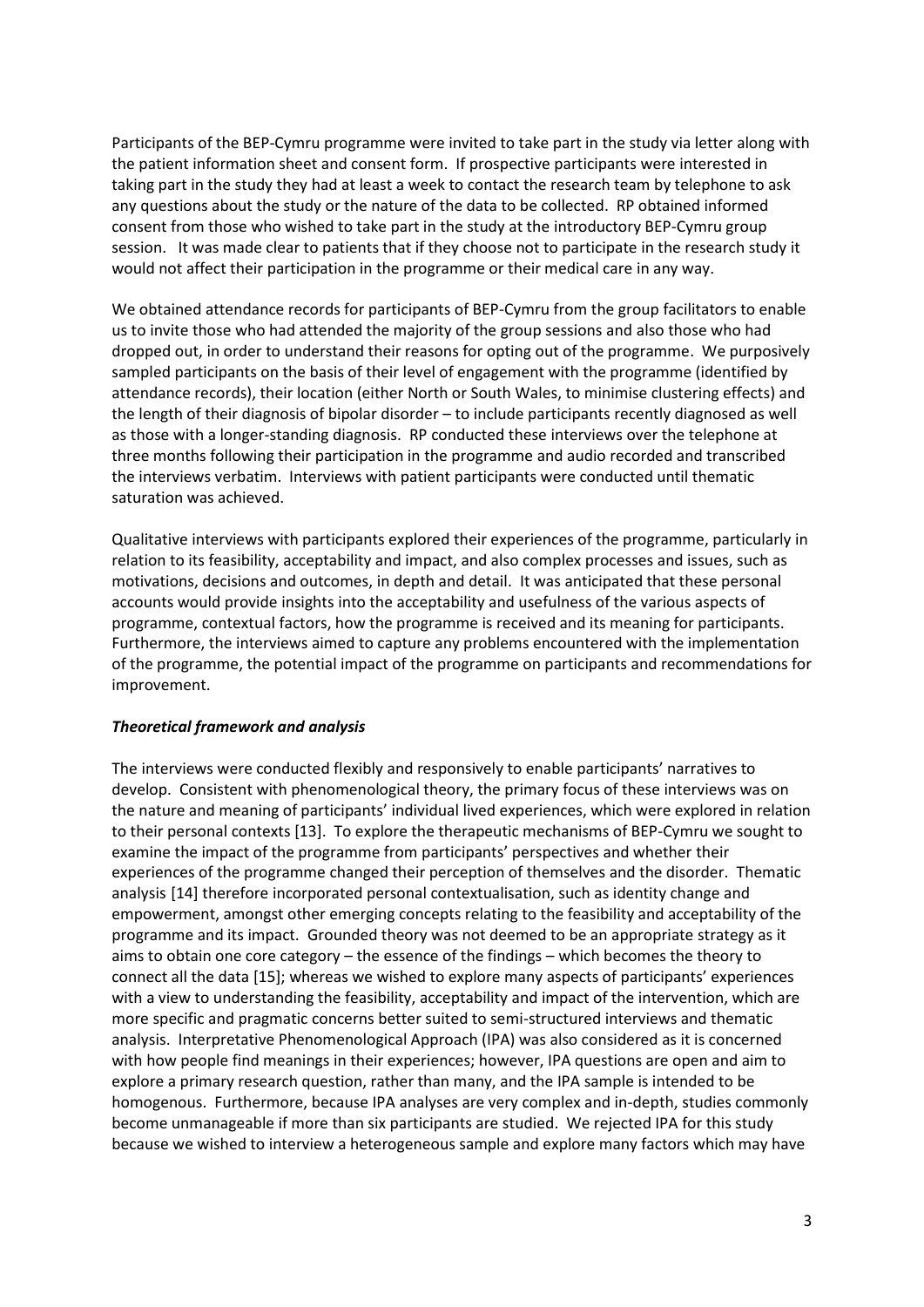Participants of the BEP-Cymru programme were invited to take part in the study via letter along with the patient information sheet and consent form. If prospective participants were interested in taking part in the study they had at least a week to contact the research team by telephone to ask any questions about the study or the nature of the data to be collected. RP obtained informed consent from those who wished to take part in the study at the introductory BEP-Cymru group session. It was made clear to patients that if they choose not to participate in the research study it would not affect their participation in the programme or their medical care in any way.

We obtained attendance records for participants of BEP-Cymru from the group facilitators to enable us to invite those who had attended the majority of the group sessions and also those who had dropped out, in order to understand their reasons for opting out of the programme. We purposively sampled participants on the basis of their level of engagement with the programme (identified by attendance records), their location (either North or South Wales, to minimise clustering effects) and the length of their diagnosis of bipolar disorder – to include participants recently diagnosed as well as those with a longer-standing diagnosis. RP conducted these interviews over the telephone at three months following their participation in the programme and audio recorded and transcribed the interviews verbatim. Interviews with patient participants were conducted until thematic saturation was achieved.

Qualitative interviews with participants explored their experiences of the programme, particularly in relation to its feasibility, acceptability and impact, and also complex processes and issues, such as motivations, decisions and outcomes, in depth and detail. It was anticipated that these personal accounts would provide insights into the acceptability and usefulness of the various aspects of programme, contextual factors, how the programme is received and its meaning for participants. Furthermore, the interviews aimed to capture any problems encountered with the implementation of the programme, the potential impact of the programme on participants and recommendations for improvement.

***Theoretical framework and analysis***

The interviews were conducted flexibly and responsively to enable participants' narratives to develop. Consistent with phenomenological theory, the primary focus of these interviews was on the nature and meaning of participants' individual lived experiences, which were explored in relation to their personal contexts [13]. To explore the therapeutic mechanisms of BEP-Cymru we sought to examine the impact of the programme from participants' perspectives and whether their experiences of the programme changed their perception of themselves and the disorder. Thematic analysis [14] therefore incorporated personal contextualisation, such as identity change and empowerment, amongst other emerging concepts relating to the feasibility and acceptability of the programme and its impact. Grounded theory was not deemed to be an appropriate strategy as it aims to obtain one core category – the essence of the findings – which becomes the theory to connect all the data [15]; whereas we wished to explore many aspects of participants' experiences with a view to understanding the feasibility, acceptability and impact of the intervention, which are more specific and pragmatic concerns better suited to semi-structured interviews and thematic analysis. Interpretative Phenomenological Approach (IPA) was also considered as it is concerned with how people find meanings in their experiences; however, IPA questions are open and aim to explore a primary research question, rather than many, and the IPA sample is intended to be homogenous. Furthermore, because IPA analyses are very complex and in-depth, studies commonly become unmanageable if more than six participants are studied. We rejected IPA for this study because we wished to interview a heterogeneous sample and explore many factors which may have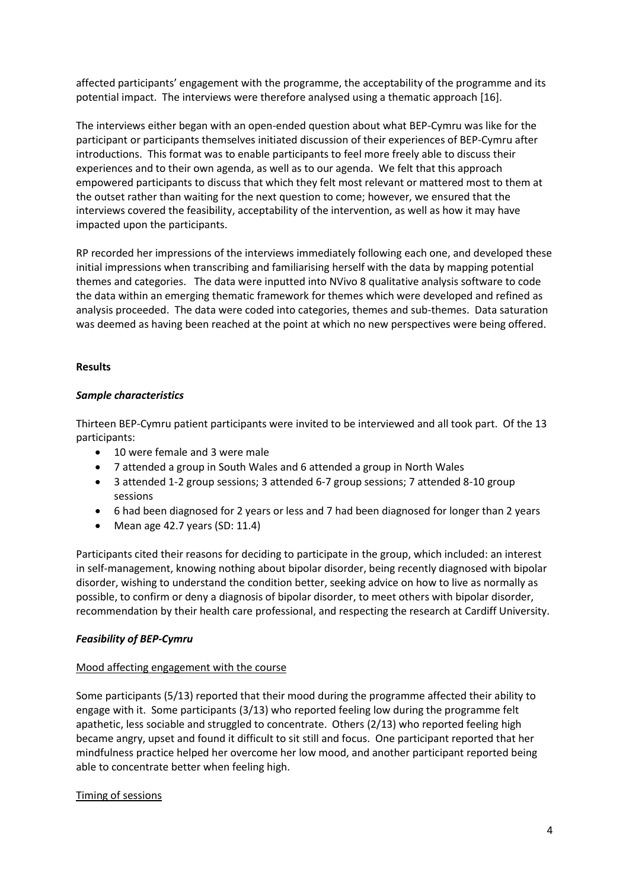affected participants' engagement with the programme, the acceptability of the programme and its potential impact. The interviews were therefore analysed using a thematic approach [16].

The interviews either began with an open-ended question about what BEP-Cymru was like for the participant or participants themselves initiated discussion of their experiences of BEP-Cymru after introductions. This format was to enable participants to feel more freely able to discuss their experiences and to their own agenda, as well as to our agenda. We felt that this approach empowered participants to discuss that which they felt most relevant or mattered most to them at the outset rather than waiting for the next question to come; however, we ensured that the interviews covered the feasibility, acceptability of the intervention, as well as how it may have impacted upon the participants.

RP recorded her impressions of the interviews immediately following each one, and developed these initial impressions when transcribing and familiarising herself with the data by mapping potential themes and categories. The data were inputted into NVivo 8 qualitative analysis software to code the data within an emerging thematic framework for themes which were developed and refined as analysis proceeded. The data were coded into categories, themes and sub-themes. Data saturation was deemed as having been reached at the point at which no new perspectives were being offered.

## Results

### *Sample characteristics*

Thirteen BEP-Cymru patient participants were invited to be interviewed and all took part. Of the 13 participants:

- 10 were female and 3 were male
- 7 attended a group in South Wales and 6 attended a group in North Wales
- 3 attended 1-2 group sessions; 3 attended 6-7 group sessions; 7 attended 8-10 group sessions
- 6 had been diagnosed for 2 years or less and 7 had been diagnosed for longer than 2 years
- Mean age 42.7 years (SD: 11.4)

Participants cited their reasons for deciding to participate in the group, which included: an interest in self-management, knowing nothing about bipolar disorder, being recently diagnosed with bipolar disorder, wishing to understand the condition better, seeking advice on how to live as normally as possible, to confirm or deny a diagnosis of bipolar disorder, to meet others with bipolar disorder, recommendation by their health care professional, and respecting the research at Cardiff University.

### *Feasibility of BEP-Cymru*

#### Mood affecting engagement with the course

Some participants (5/13) reported that their mood during the programme affected their ability to engage with it. Some participants (3/13) who reported feeling low during the programme felt apathetic, less sociable and struggled to concentrate. Others (2/13) who reported feeling high became angry, upset and found it difficult to sit still and focus. One participant reported that her mindfulness practice helped her overcome her low mood, and another participant reported being able to concentrate better when feeling high.

#### Timing of sessions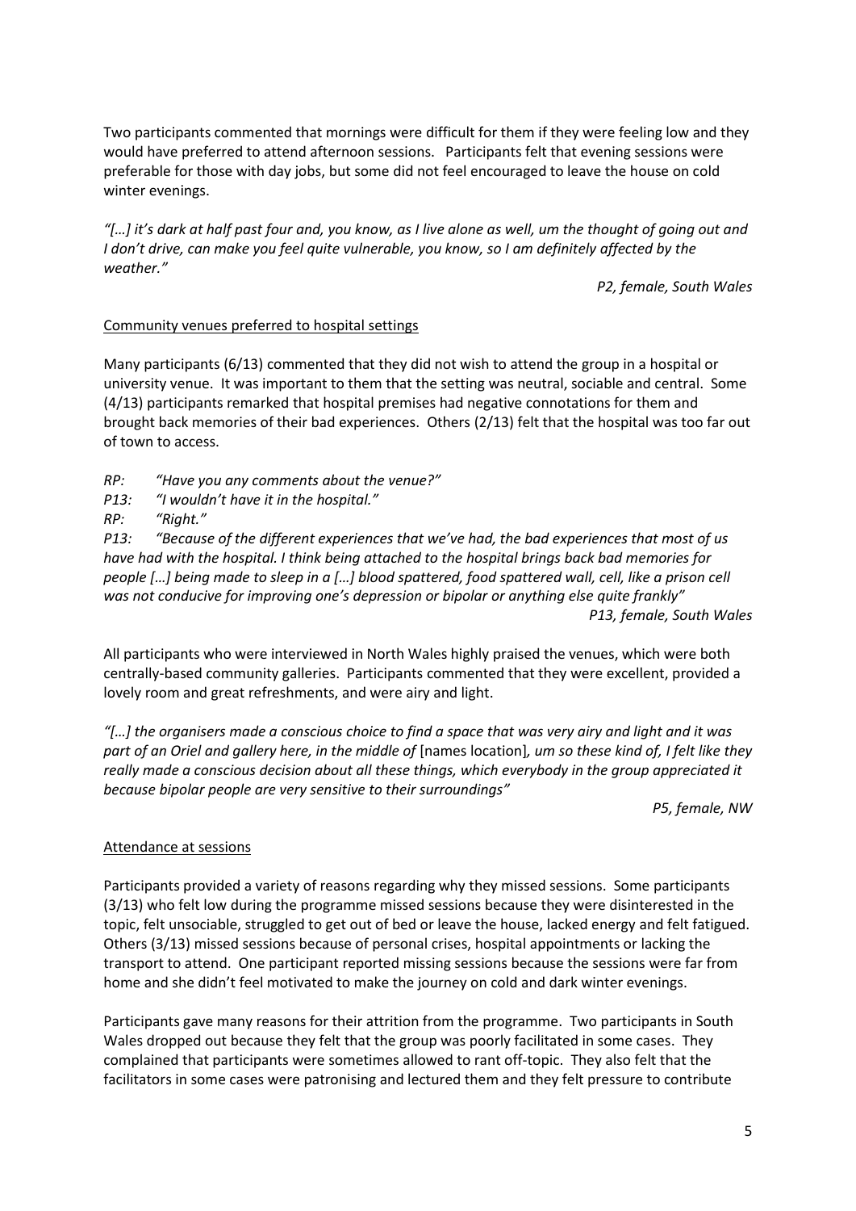Two participants commented that mornings were difficult for them if they were feeling low and they would have preferred to attend afternoon sessions. Participants felt that evening sessions were preferable for those with day jobs, but some did not feel encouraged to leave the house on cold winter evenings.

*"[…] it's dark at half past four and, you know, as I live alone as well, um the thought of going out and I don't drive, can make you feel quite vulnerable, you know, so I am definitely affected by the weather."*

*P2, female, South Wales*

<u>Community venues preferred to hospital settings</u>

Many participants (6/13) commented that they did not wish to attend the group in a hospital or university venue. It was important to them that the setting was neutral, sociable and central. Some (4/13) participants remarked that hospital premises had negative connotations for them and brought back memories of their bad experiences. Others (2/13) felt that the hospital was too far out of town to access.

*RP: "Have you any comments about the venue?"*
*P13: "I wouldn't have it in the hospital."*
*RP: "Right."*
*P13: "Because of the different experiences that we've had, the bad experiences that most of us have had with the hospital. I think being attached to the hospital brings back bad memories for people […] being made to sleep in a […] blood spattered, food spattered wall, cell, like a prison cell was not conducive for improving one's depression or bipolar or anything else quite frankly"*

*P13, female, South Wales*

All participants who were interviewed in North Wales highly praised the venues, which were both centrally-based community galleries. Participants commented that they were excellent, provided a lovely room and great refreshments, and were airy and light.

*"[…] the organisers made a conscious choice to find a space that was very airy and light and it was part of an Oriel and gallery here, in the middle of* [names location]*, um so these kind of, I felt like they really made a conscious decision about all these things, which everybody in the group appreciated it because bipolar people are very sensitive to their surroundings"*

*P5, female, NW*

<u>Attendance at sessions</u>

Participants provided a variety of reasons regarding why they missed sessions. Some participants (3/13) who felt low during the programme missed sessions because they were disinterested in the topic, felt unsociable, struggled to get out of bed or leave the house, lacked energy and felt fatigued. Others (3/13) missed sessions because of personal crises, hospital appointments or lacking the transport to attend. One participant reported missing sessions because the sessions were far from home and she didn't feel motivated to make the journey on cold and dark winter evenings.

Participants gave many reasons for their attrition from the programme. Two participants in South Wales dropped out because they felt that the group was poorly facilitated in some cases. They complained that participants were sometimes allowed to rant off-topic. They also felt that the facilitators in some cases were patronising and lectured them and they felt pressure to contribute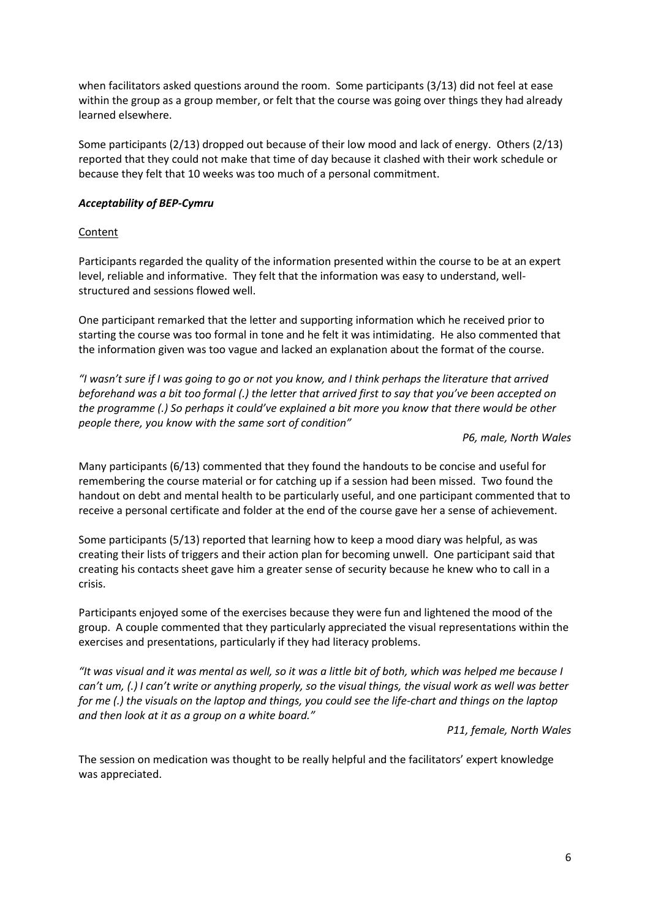when facilitators asked questions around the room. Some participants (3/13) did not feel at ease within the group as a group member, or felt that the course was going over things they had already learned elsewhere.

Some participants (2/13) dropped out because of their low mood and lack of energy. Others (2/13) reported that they could not make that time of day because it clashed with their work schedule or because they felt that 10 weeks was too much of a personal commitment.

### *Acceptability of BEP-Cymru*

#### Content

Participants regarded the quality of the information presented within the course to be at an expert level, reliable and informative. They felt that the information was easy to understand, well-structured and sessions flowed well.

One participant remarked that the letter and supporting information which he received prior to starting the course was too formal in tone and he felt it was intimidating. He also commented that the information given was too vague and lacked an explanation about the format of the course.

*"I wasn't sure if I was going to go or not you know, and I think perhaps the literature that arrived beforehand was a bit too formal (.) the letter that arrived first to say that you've been accepted on the programme (.) So perhaps it could've explained a bit more you know that there would be other people there, you know with the same sort of condition"*

*P6, male, North Wales*

Many participants (6/13) commented that they found the handouts to be concise and useful for remembering the course material or for catching up if a session had been missed. Two found the handout on debt and mental health to be particularly useful, and one participant commented that to receive a personal certificate and folder at the end of the course gave her a sense of achievement.

Some participants (5/13) reported that learning how to keep a mood diary was helpful, as was creating their lists of triggers and their action plan for becoming unwell. One participant said that creating his contacts sheet gave him a greater sense of security because he knew who to call in a crisis.

Participants enjoyed some of the exercises because they were fun and lightened the mood of the group. A couple commented that they particularly appreciated the visual representations within the exercises and presentations, particularly if they had literacy problems.

*"It was visual and it was mental as well, so it was a little bit of both, which was helped me because I can't um, (.) I can't write or anything properly, so the visual things, the visual work as well was better for me (.) the visuals on the laptop and things, you could see the life-chart and things on the laptop and then look at it as a group on a white board."*

*P11, female, North Wales*

The session on medication was thought to be really helpful and the facilitators' expert knowledge was appreciated.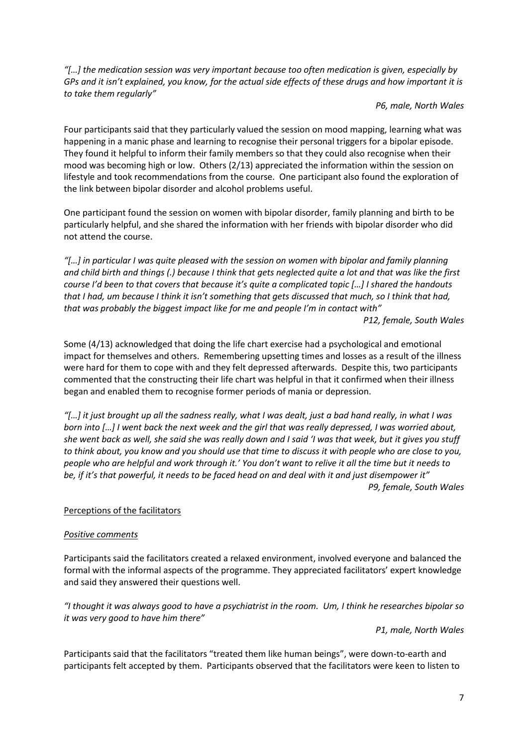*"[…] the medication session was very important because too often medication is given, especially by GPs and it isn't explained, you know, for the actual side effects of these drugs and how important it is to take them regularly"*

*P6, male, North Wales*

Four participants said that they particularly valued the session on mood mapping, learning what was happening in a manic phase and learning to recognise their personal triggers for a bipolar episode. They found it helpful to inform their family members so that they could also recognise when their mood was becoming high or low. Others (2/13) appreciated the information within the session on lifestyle and took recommendations from the course. One participant also found the exploration of the link between bipolar disorder and alcohol problems useful.

One participant found the session on women with bipolar disorder, family planning and birth to be particularly helpful, and she shared the information with her friends with bipolar disorder who did not attend the course.

*"[…] in particular I was quite pleased with the session on women with bipolar and family planning and child birth and things (.) because I think that gets neglected quite a lot and that was like the first course I'd been to that covers that because it's quite a complicated topic […] I shared the handouts that I had, um because I think it isn't something that gets discussed that much, so I think that had, that was probably the biggest impact like for me and people I'm in contact with"*

*P12, female, South Wales*

Some (4/13) acknowledged that doing the life chart exercise had a psychological and emotional impact for themselves and others. Remembering upsetting times and losses as a result of the illness were hard for them to cope with and they felt depressed afterwards. Despite this, two participants commented that the constructing their life chart was helpful in that it confirmed when their illness began and enabled them to recognise former periods of mania or depression.

*"[…] it just brought up all the sadness really, what I was dealt, just a bad hand really, in what I was born into […] I went back the next week and the girl that was really depressed, I was worried about, she went back as well, she said she was really down and I said 'I was that week, but it gives you stuff to think about, you know and you should use that time to discuss it with people who are close to you, people who are helpful and work through it.' You don't want to relive it all the time but it needs to be, if it's that powerful, it needs to be faced head on and deal with it and just disempower it"*

*P9, female, South Wales*

<u>Perceptions of the facilitators</u>

*<u>Positive comments</u>*

Participants said the facilitators created a relaxed environment, involved everyone and balanced the formal with the informal aspects of the programme. They appreciated facilitators' expert knowledge and said they answered their questions well.

*"I thought it was always good to have a psychiatrist in the room. Um, I think he researches bipolar so it was very good to have him there"*

*P1, male, North Wales*

Participants said that the facilitators "treated them like human beings", were down-to-earth and participants felt accepted by them. Participants observed that the facilitators were keen to listen to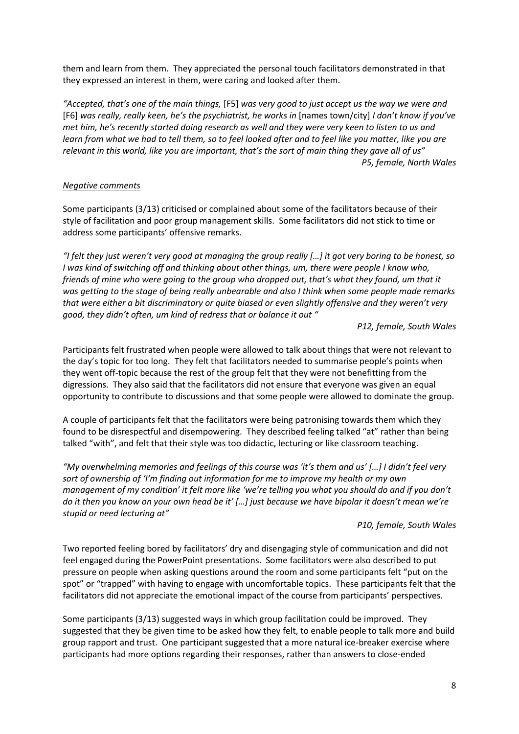them and learn from them. They appreciated the personal touch facilitators demonstrated in that they expressed an interest in them, were caring and looked after them.

*"Accepted, that's one of the main things,* [F5] *was very good to just accept us the way we were and* [F6] *was really, really keen, he's the psychiatrist, he works in* [names town/city] *I don't know if you've met him, he's recently started doing research as well and they were very keen to listen to us and learn from what we had to tell them, so to feel looked after and to feel like you matter, like you are relevant in this world, like you are important, that's the sort of main thing they gave all of us"*

*P5, female, North Wales*

*Negative comments*

Some participants (3/13) criticised or complained about some of the facilitators because of their style of facilitation and poor group management skills. Some facilitators did not stick to time or address some participants' offensive remarks.

*"I felt they just weren't very good at managing the group really […] it got very boring to be honest, so I was kind of switching off and thinking about other things, um, there were people I know who, friends of mine who were going to the group who dropped out, that's what they found, um that it was getting to the stage of being really unbearable and also I think when some people made remarks that were either a bit discriminatory or quite biased or even slightly offensive and they weren't very good, they didn't often, um kind of redress that or balance it out "*

*P12, female, South Wales*

Participants felt frustrated when people were allowed to talk about things that were not relevant to the day's topic for too long. They felt that facilitators needed to summarise people's points when they went off-topic because the rest of the group felt that they were not benefitting from the digressions. They also said that the facilitators did not ensure that everyone was given an equal opportunity to contribute to discussions and that some people were allowed to dominate the group.

A couple of participants felt that the facilitators were being patronising towards them which they found to be disrespectful and disempowering. They described feeling talked "at" rather than being talked "with", and felt that their style was too didactic, lecturing or like classroom teaching.

*"My overwhelming memories and feelings of this course was 'it's them and us' […] I didn't feel very sort of ownership of 'I'm finding out information for me to improve my health or my own management of my condition' it felt more like 'we're telling you what you should do and if you don't do it then you know on your own head be it' […] just because we have bipolar it doesn't mean we're stupid or need lecturing at"*

*P10, female, South Wales*

Two reported feeling bored by facilitators' dry and disengaging style of communication and did not feel engaged during the PowerPoint presentations. Some facilitators were also described to put pressure on people when asking questions around the room and some participants felt "put on the spot" or "trapped" with having to engage with uncomfortable topics. These participants felt that the facilitators did not appreciate the emotional impact of the course from participants' perspectives.

Some participants (3/13) suggested ways in which group facilitation could be improved. They suggested that they be given time to be asked how they felt, to enable people to talk more and build group rapport and trust. One participant suggested that a more natural ice-breaker exercise where participants had more options regarding their responses, rather than answers to close-ended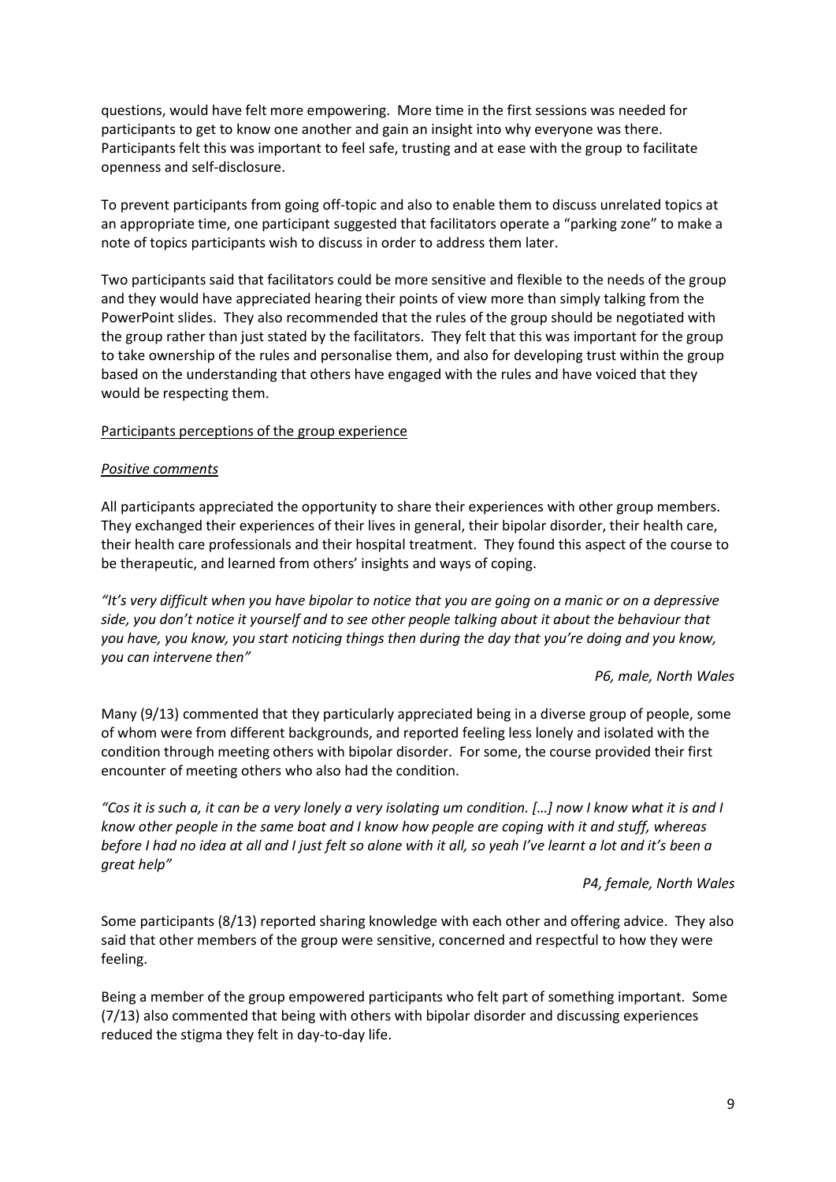questions, would have felt more empowering. More time in the first sessions was needed for participants to get to know one another and gain an insight into why everyone was there. Participants felt this was important to feel safe, trusting and at ease with the group to facilitate openness and self-disclosure.

To prevent participants from going off-topic and also to enable them to discuss unrelated topics at an appropriate time, one participant suggested that facilitators operate a "parking zone" to make a note of topics participants wish to discuss in order to address them later.

Two participants said that facilitators could be more sensitive and flexible to the needs of the group and they would have appreciated hearing their points of view more than simply talking from the PowerPoint slides. They also recommended that the rules of the group should be negotiated with the group rather than just stated by the facilitators. They felt that this was important for the group to take ownership of the rules and personalise them, and also for developing trust within the group based on the understanding that others have engaged with the rules and have voiced that they would be respecting them.

Participants perceptions of the group experience

*Positive comments*

All participants appreciated the opportunity to share their experiences with other group members. They exchanged their experiences of their lives in general, their bipolar disorder, their health care, their health care professionals and their hospital treatment. They found this aspect of the course to be therapeutic, and learned from others' insights and ways of coping.

*"It's very difficult when you have bipolar to notice that you are going on a manic or on a depressive side, you don't notice it yourself and to see other people talking about it about the behaviour that you have, you know, you start noticing things then during the day that you're doing and you know, you can intervene then"*

*P6, male, North Wales*

Many (9/13) commented that they particularly appreciated being in a diverse group of people, some of whom were from different backgrounds, and reported feeling less lonely and isolated with the condition through meeting others with bipolar disorder. For some, the course provided their first encounter of meeting others who also had the condition.

*"Cos it is such a, it can be a very lonely a very isolating um condition. […] now I know what it is and I know other people in the same boat and I know how people are coping with it and stuff, whereas before I had no idea at all and I just felt so alone with it all, so yeah I've learnt a lot and it's been a great help"*

*P4, female, North Wales*

Some participants (8/13) reported sharing knowledge with each other and offering advice. They also said that other members of the group were sensitive, concerned and respectful to how they were feeling.

Being a member of the group empowered participants who felt part of something important. Some (7/13) also commented that being with others with bipolar disorder and discussing experiences reduced the stigma they felt in day-to-day life.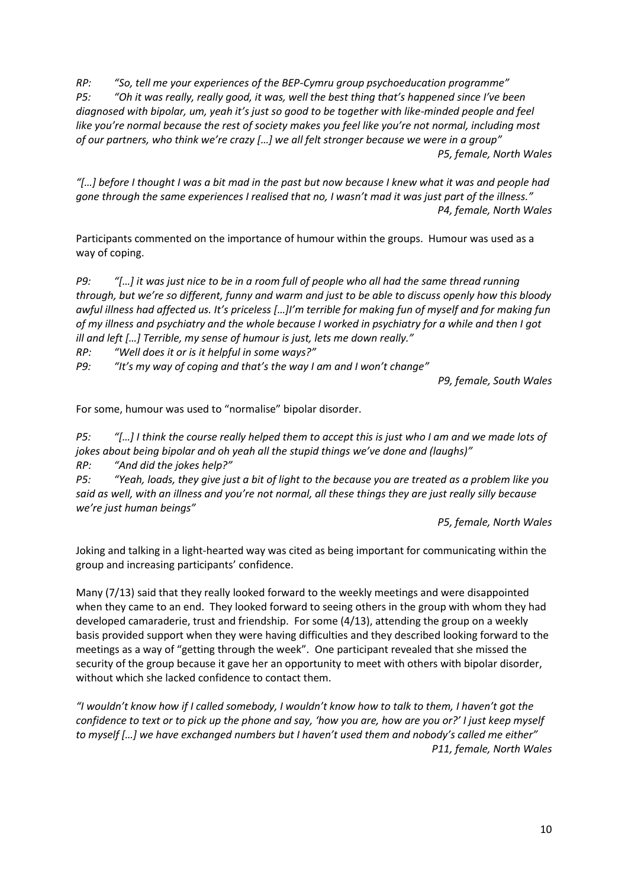*RP: "So, tell me your experiences of the BEP-Cymru group psychoeducation programme"*
*P5: "Oh it was really, really good, it was, well the best thing that's happened since I've been diagnosed with bipolar, um, yeah it's just so good to be together with like-minded people and feel like you're normal because the rest of society makes you feel like you're not normal, including most of our partners, who think we're crazy […] we all felt stronger because we were in a group"*

*P5, female, North Wales*

*"[…] before I thought I was a bit mad in the past but now because I knew what it was and people had gone through the same experiences I realised that no, I wasn't mad it was just part of the illness."*

*P4, female, North Wales*

Participants commented on the importance of humour within the groups. Humour was used as a way of coping.

*P9: "[…] it was just nice to be in a room full of people who all had the same thread running through, but we're so different, funny and warm and just to be able to discuss openly how this bloody awful illness had affected us. It's priceless […]I'm terrible for making fun of myself and for making fun of my illness and psychiatry and the whole because I worked in psychiatry for a while and then I got ill and left […] Terrible, my sense of humour is just, lets me down really."*
*RP: "Well does it or is it helpful in some ways?"*
*P9: "It's my way of coping and that's the way I am and I won't change"*

*P9, female, South Wales*

For some, humour was used to "normalise" bipolar disorder.

*P5: "[…] I think the course really helped them to accept this is just who I am and we made lots of jokes about being bipolar and oh yeah all the stupid things we've done and (laughs)"*
*RP: "And did the jokes help?"*
*P5: "Yeah, loads, they give just a bit of light to the because you are treated as a problem like you said as well, with an illness and you're not normal, all these things they are just really silly because we're just human beings"*

*P5, female, North Wales*

Joking and talking in a light-hearted way was cited as being important for communicating within the group and increasing participants' confidence.

Many (7/13) said that they really looked forward to the weekly meetings and were disappointed when they came to an end. They looked forward to seeing others in the group with whom they had developed camaraderie, trust and friendship. For some (4/13), attending the group on a weekly basis provided support when they were having difficulties and they described looking forward to the meetings as a way of "getting through the week". One participant revealed that she missed the security of the group because it gave her an opportunity to meet with others with bipolar disorder, without which she lacked confidence to contact them.

*"I wouldn't know how if I called somebody, I wouldn't know how to talk to them, I haven't got the confidence to text or to pick up the phone and say, 'how you are, how are you or?' I just keep myself to myself […] we have exchanged numbers but I haven't used them and nobody's called me either"*

*P11, female, North Wales*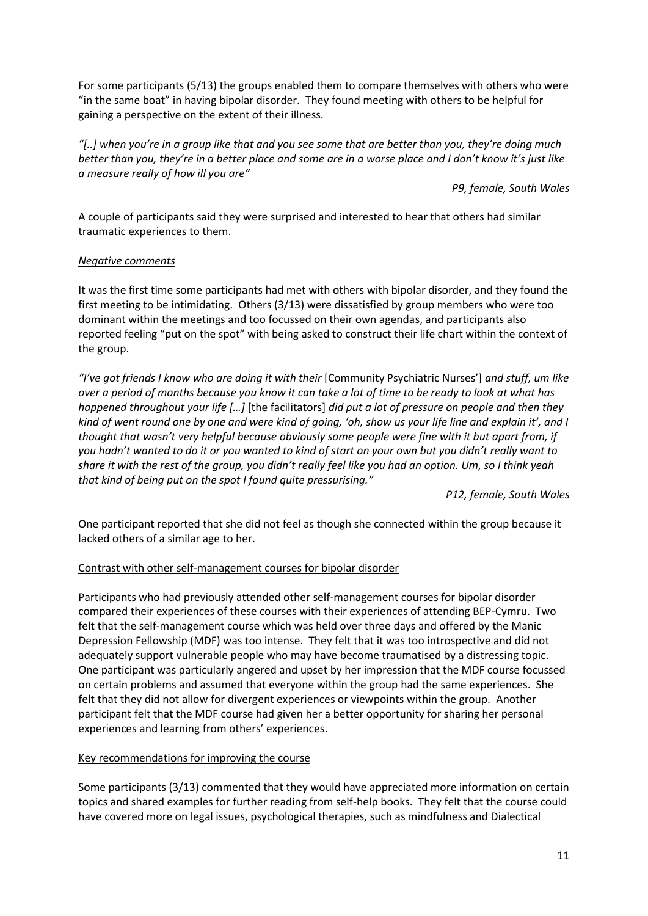For some participants (5/13) the groups enabled them to compare themselves with others who were "in the same boat" in having bipolar disorder. They found meeting with others to be helpful for gaining a perspective on the extent of their illness.

*"[..] when you're in a group like that and you see some that are better than you, they're doing much better than you, they're in a better place and some are in a worse place and I don't know it's just like a measure really of how ill you are"*

*P9, female, South Wales*

A couple of participants said they were surprised and interested to hear that others had similar traumatic experiences to them.

*Negative comments*

It was the first time some participants had met with others with bipolar disorder, and they found the first meeting to be intimidating. Others (3/13) were dissatisfied by group members who were too dominant within the meetings and too focussed on their own agendas, and participants also reported feeling "put on the spot" with being asked to construct their life chart within the context of the group.

*"I've got friends I know who are doing it with their* [Community Psychiatric Nurses'] *and stuff, um like over a period of months because you know it can take a lot of time to be ready to look at what has happened throughout your life […]* [the facilitators] *did put a lot of pressure on people and then they kind of went round one by one and were kind of going, 'oh, show us your life line and explain it', and I thought that wasn't very helpful because obviously some people were fine with it but apart from, if you hadn't wanted to do it or you wanted to kind of start on your own but you didn't really want to share it with the rest of the group, you didn't really feel like you had an option. Um, so I think yeah that kind of being put on the spot I found quite pressurising."*

*P12, female, South Wales*

One participant reported that she did not feel as though she connected within the group because it lacked others of a similar age to her.

### Contrast with other self-management courses for bipolar disorder

Participants who had previously attended other self-management courses for bipolar disorder compared their experiences of these courses with their experiences of attending BEP-Cymru. Two felt that the self-management course which was held over three days and offered by the Manic Depression Fellowship (MDF) was too intense. They felt that it was too introspective and did not adequately support vulnerable people who may have become traumatised by a distressing topic. One participant was particularly angered and upset by her impression that the MDF course focussed on certain problems and assumed that everyone within the group had the same experiences. She felt that they did not allow for divergent experiences or viewpoints within the group. Another participant felt that the MDF course had given her a better opportunity for sharing her personal experiences and learning from others' experiences.

### Key recommendations for improving the course

Some participants (3/13) commented that they would have appreciated more information on certain topics and shared examples for further reading from self-help books. They felt that the course could have covered more on legal issues, psychological therapies, such as mindfulness and Dialectical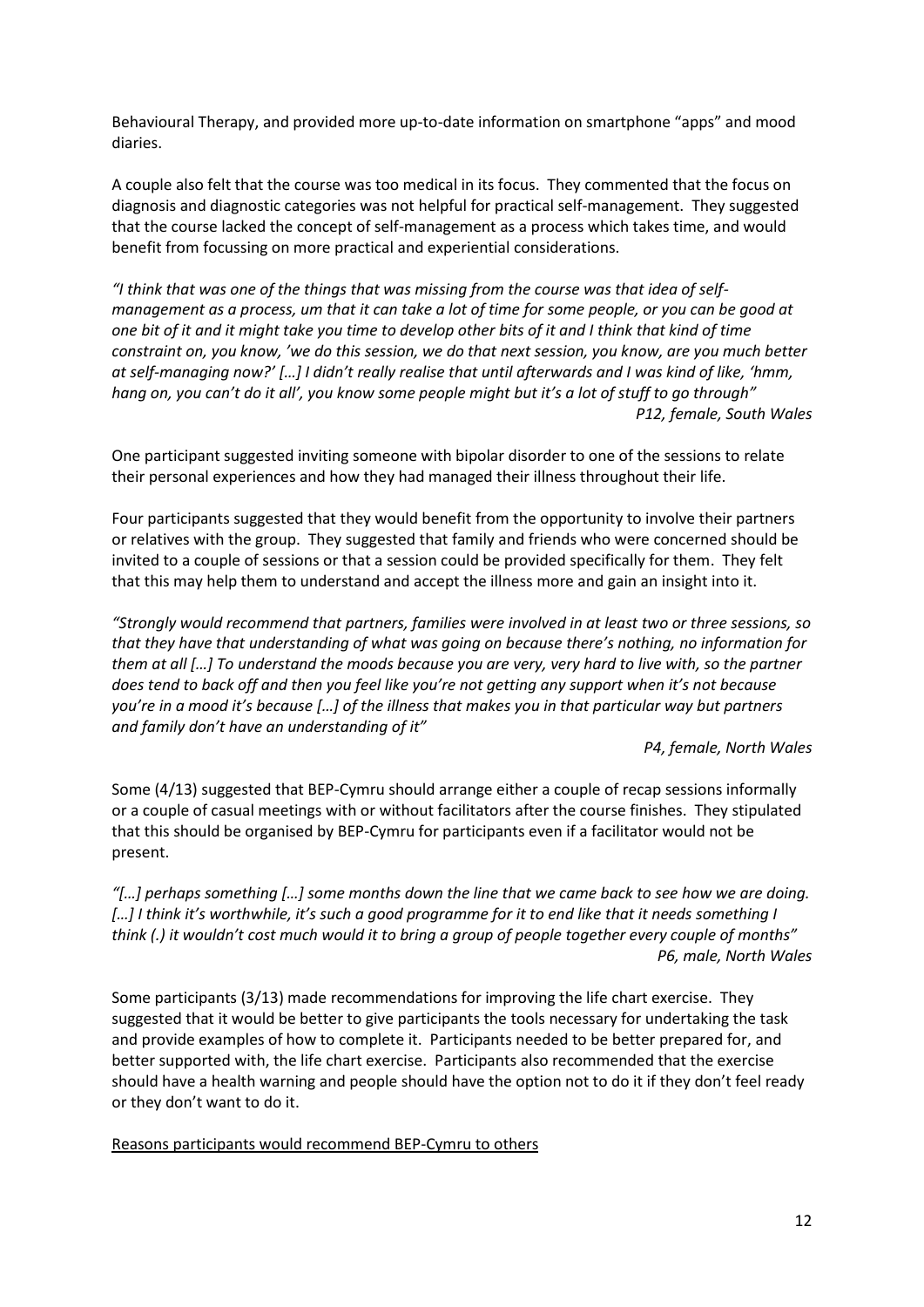Behavioural Therapy, and provided more up-to-date information on smartphone "apps" and mood diaries.

A couple also felt that the course was too medical in its focus. They commented that the focus on diagnosis and diagnostic categories was not helpful for practical self-management. They suggested that the course lacked the concept of self-management as a process which takes time, and would benefit from focussing on more practical and experiential considerations.

*"I think that was one of the things that was missing from the course was that idea of self-management as a process, um that it can take a lot of time for some people, or you can be good at one bit of it and it might take you time to develop other bits of it and I think that kind of time constraint on, you know, 'we do this session, we do that next session, you know, are you much better at self-managing now?' […] I didn't really realise that until afterwards and I was kind of like, 'hmm, hang on, you can't do it all', you know some people might but it's a lot of stuff to go through"*

*P12, female, South Wales*

One participant suggested inviting someone with bipolar disorder to one of the sessions to relate their personal experiences and how they had managed their illness throughout their life.

Four participants suggested that they would benefit from the opportunity to involve their partners or relatives with the group. They suggested that family and friends who were concerned should be invited to a couple of sessions or that a session could be provided specifically for them. They felt that this may help them to understand and accept the illness more and gain an insight into it.

*"Strongly would recommend that partners, families were involved in at least two or three sessions, so that they have that understanding of what was going on because there's nothing, no information for them at all […] To understand the moods because you are very, very hard to live with, so the partner does tend to back off and then you feel like you're not getting any support when it's not because you're in a mood it's because […] of the illness that makes you in that particular way but partners and family don't have an understanding of it"*

*P4, female, North Wales*

Some (4/13) suggested that BEP-Cymru should arrange either a couple of recap sessions informally or a couple of casual meetings with or without facilitators after the course finishes. They stipulated that this should be organised by BEP-Cymru for participants even if a facilitator would not be present.

*"[…] perhaps something […] some months down the line that we came back to see how we are doing. […] I think it's worthwhile, it's such a good programme for it to end like that it needs something I think (.) it wouldn't cost much would it to bring a group of people together every couple of months"*

*P6, male, North Wales*

Some participants (3/13) made recommendations for improving the life chart exercise. They suggested that it would be better to give participants the tools necessary for undertaking the task and provide examples of how to complete it. Participants needed to be better prepared for, and better supported with, the life chart exercise. Participants also recommended that the exercise should have a health warning and people should have the option not to do it if they don't feel ready or they don't want to do it.

<u>Reasons participants would recommend BEP-Cymru to others</u>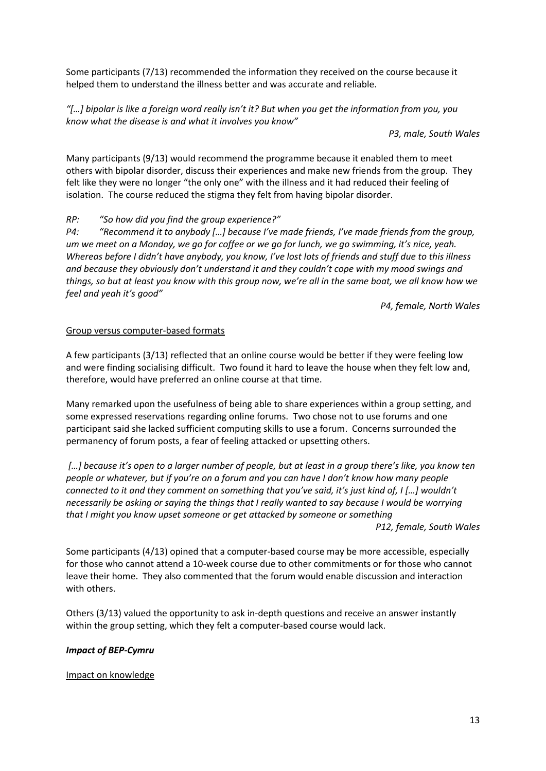Some participants (7/13) recommended the information they received on the course because it helped them to understand the illness better and was accurate and reliable.

*"[…] bipolar is like a foreign word really isn't it? But when you get the information from you, you know what the disease is and what it involves you know"*

*P3, male, South Wales*

Many participants (9/13) would recommend the programme because it enabled them to meet others with bipolar disorder, discuss their experiences and make new friends from the group. They felt like they were no longer "the only one" with the illness and it had reduced their feeling of isolation. The course reduced the stigma they felt from having bipolar disorder.

*RP: "So how did you find the group experience?"*

*P4: "Recommend it to anybody […] because I've made friends, I've made friends from the group, um we meet on a Monday, we go for coffee or we go for lunch, we go swimming, it's nice, yeah. Whereas before I didn't have anybody, you know, I've lost lots of friends and stuff due to this illness and because they obviously don't understand it and they couldn't cope with my mood swings and things, so but at least you know with this group now, we're all in the same boat, we all know how we feel and yeah it's good"*

*P4, female, North Wales*

<u>Group versus computer-based formats</u>

A few participants (3/13) reflected that an online course would be better if they were feeling low and were finding socialising difficult. Two found it hard to leave the house when they felt low and, therefore, would have preferred an online course at that time.

Many remarked upon the usefulness of being able to share experiences within a group setting, and some expressed reservations regarding online forums. Two chose not to use forums and one participant said she lacked sufficient computing skills to use a forum. Concerns surrounded the permanency of forum posts, a fear of feeling attacked or upsetting others.

*[…] because it's open to a larger number of people, but at least in a group there's like, you know ten people or whatever, but if you're on a forum and you can have I don't know how many people connected to it and they comment on something that you've said, it's just kind of, I […] wouldn't necessarily be asking or saying the things that I really wanted to say because I would be worrying that I might you know upset someone or get attacked by someone or something*

*P12, female, South Wales*

Some participants (4/13) opined that a computer-based course may be more accessible, especially for those who cannot attend a 10-week course due to other commitments or for those who cannot leave their home. They also commented that the forum would enable discussion and interaction with others.

Others (3/13) valued the opportunity to ask in-depth questions and receive an answer instantly within the group setting, which they felt a computer-based course would lack.

***Impact of BEP-Cymru***

<u>Impact on knowledge</u>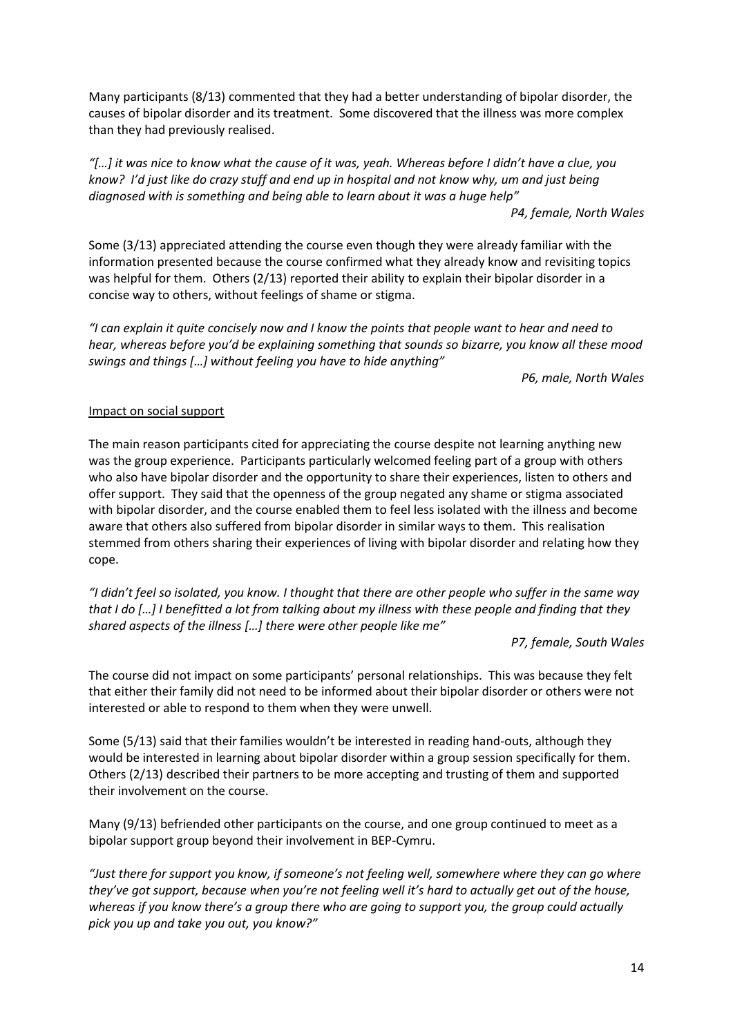Many participants (8/13) commented that they had a better understanding of bipolar disorder, the causes of bipolar disorder and its treatment. Some discovered that the illness was more complex than they had previously realised.

*"[…] it was nice to know what the cause of it was, yeah. Whereas before I didn't have a clue, you know? I'd just like do crazy stuff and end up in hospital and not know why, um and just being diagnosed with is something and being able to learn about it was a huge help"*

*P4, female, North Wales*

Some (3/13) appreciated attending the course even though they were already familiar with the information presented because the course confirmed what they already know and revisiting topics was helpful for them. Others (2/13) reported their ability to explain their bipolar disorder in a concise way to others, without feelings of shame or stigma.

*"I can explain it quite concisely now and I know the points that people want to hear and need to hear, whereas before you'd be explaining something that sounds so bizarre, you know all these mood swings and things […] without feeling you have to hide anything"*

*P6, male, North Wales*

Impact on social support

The main reason participants cited for appreciating the course despite not learning anything new was the group experience. Participants particularly welcomed feeling part of a group with others who also have bipolar disorder and the opportunity to share their experiences, listen to others and offer support. They said that the openness of the group negated any shame or stigma associated with bipolar disorder, and the course enabled them to feel less isolated with the illness and become aware that others also suffered from bipolar disorder in similar ways to them. This realisation stemmed from others sharing their experiences of living with bipolar disorder and relating how they cope.

*"I didn't feel so isolated, you know. I thought that there are other people who suffer in the same way that I do […] I benefitted a lot from talking about my illness with these people and finding that they shared aspects of the illness […] there were other people like me"*

*P7, female, South Wales*

The course did not impact on some participants' personal relationships. This was because they felt that either their family did not need to be informed about their bipolar disorder or others were not interested or able to respond to them when they were unwell.

Some (5/13) said that their families wouldn't be interested in reading hand-outs, although they would be interested in learning about bipolar disorder within a group session specifically for them. Others (2/13) described their partners to be more accepting and trusting of them and supported their involvement on the course.

Many (9/13) befriended other participants on the course, and one group continued to meet as a bipolar support group beyond their involvement in BEP-Cymru.

*"Just there for support you know, if someone's not feeling well, somewhere where they can go where they've got support, because when you're not feeling well it's hard to actually get out of the house, whereas if you know there's a group there who are going to support you, the group could actually pick you up and take you out, you know?"*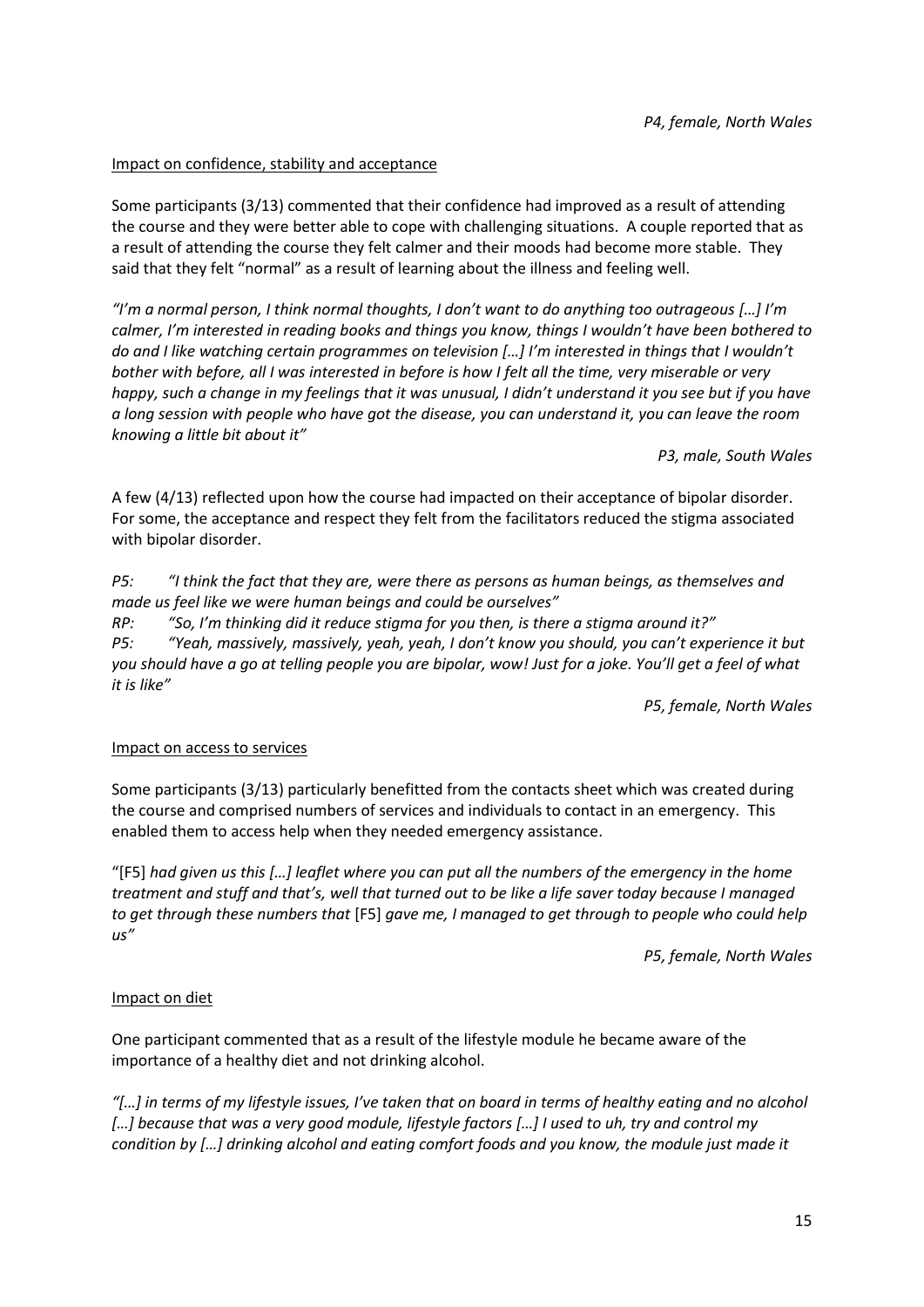*P4, female, North Wales*

Impact on confidence, stability and acceptance

Some participants (3/13) commented that their confidence had improved as a result of attending the course and they were better able to cope with challenging situations. A couple reported that as a result of attending the course they felt calmer and their moods had become more stable. They said that they felt "normal" as a result of learning about the illness and feeling well.

*"I'm a normal person, I think normal thoughts, I don't want to do anything too outrageous […] I'm calmer, I'm interested in reading books and things you know, things I wouldn't have been bothered to do and I like watching certain programmes on television […] I'm interested in things that I wouldn't bother with before, all I was interested in before is how I felt all the time, very miserable or very happy, such a change in my feelings that it was unusual, I didn't understand it you see but if you have a long session with people who have got the disease, you can understand it, you can leave the room knowing a little bit about it"*

*P3, male, South Wales*

A few (4/13) reflected upon how the course had impacted on their acceptance of bipolar disorder. For some, the acceptance and respect they felt from the facilitators reduced the stigma associated with bipolar disorder.

*P5: "I think the fact that they are, were there as persons as human beings, as themselves and made us feel like we were human beings and could be ourselves"*

*RP: "So, I'm thinking did it reduce stigma for you then, is there a stigma around it?"*

*P5: "Yeah, massively, massively, yeah, yeah, I don't know you should, you can't experience it but you should have a go at telling people you are bipolar, wow! Just for a joke. You'll get a feel of what it is like"*

*P5, female, North Wales*

Impact on access to services

Some participants (3/13) particularly benefitted from the contacts sheet which was created during the course and comprised numbers of services and individuals to contact in an emergency. This enabled them to access help when they needed emergency assistance.

"[F5] *had given us this […] leaflet where you can put all the numbers of the emergency in the home treatment and stuff and that's, well that turned out to be like a life saver today because I managed to get through these numbers that* [F5] *gave me, I managed to get through to people who could help us"*

*P5, female, North Wales*

Impact on diet

One participant commented that as a result of the lifestyle module he became aware of the importance of a healthy diet and not drinking alcohol.

*"[…] in terms of my lifestyle issues, I've taken that on board in terms of healthy eating and no alcohol […] because that was a very good module, lifestyle factors […] I used to uh, try and control my condition by […] drinking alcohol and eating comfort foods and you know, the module just made it*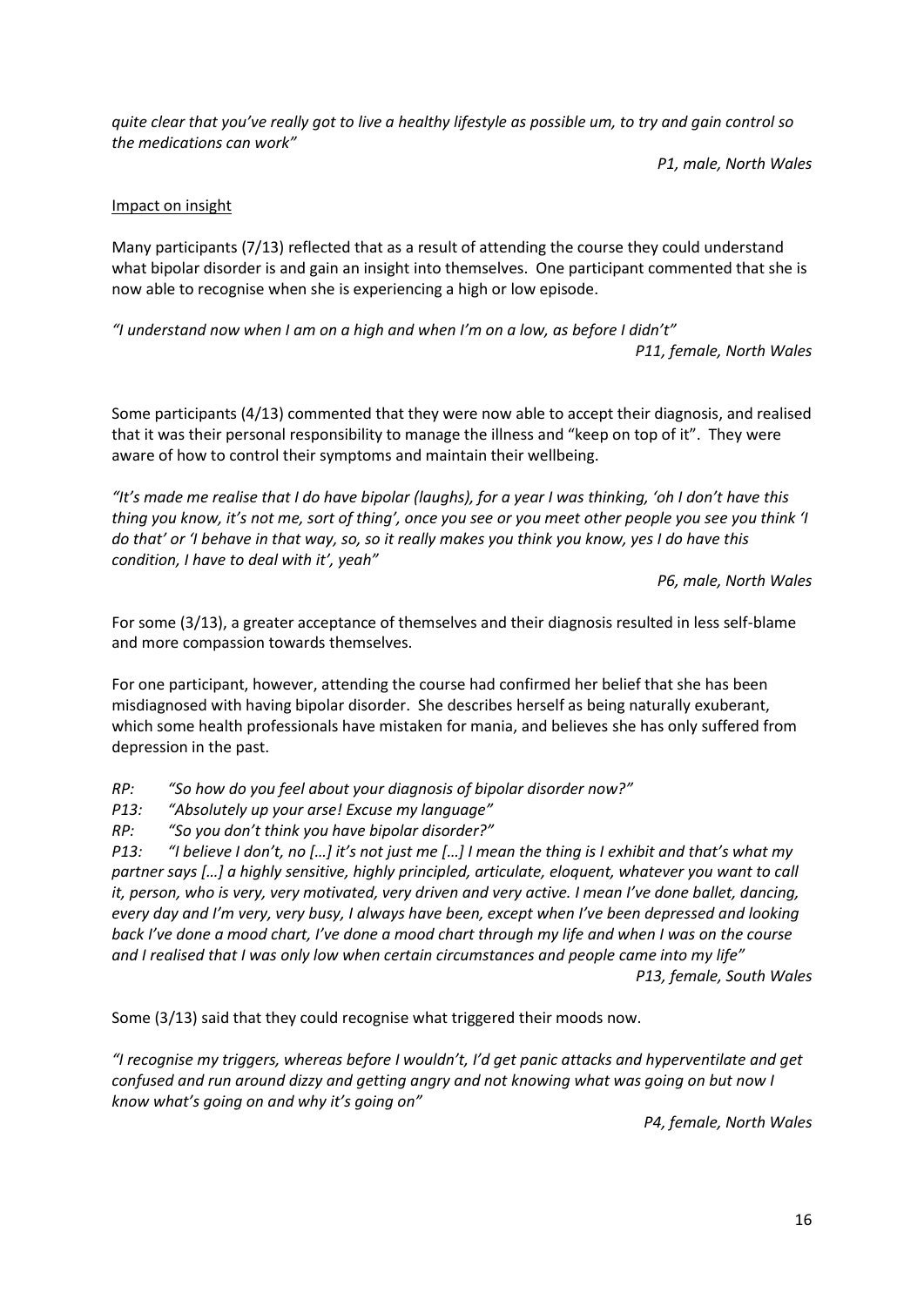*quite clear that you've really got to live a healthy lifestyle as possible um, to try and gain control so the medications can work"*

*P1, male, North Wales*

Impact on insight

Many participants (7/13) reflected that as a result of attending the course they could understand what bipolar disorder is and gain an insight into themselves. One participant commented that she is now able to recognise when she is experiencing a high or low episode.

*"I understand now when I am on a high and when I'm on a low, as before I didn't"*

*P11, female, North Wales*

Some participants (4/13) commented that they were now able to accept their diagnosis, and realised that it was their personal responsibility to manage the illness and "keep on top of it". They were aware of how to control their symptoms and maintain their wellbeing.

*"It's made me realise that I do have bipolar (laughs), for a year I was thinking, 'oh I don't have this thing you know, it's not me, sort of thing', once you see or you meet other people you see you think 'I do that' or 'I behave in that way, so, so it really makes you think you know, yes I do have this condition, I have to deal with it', yeah"*

*P6, male, North Wales*

For some (3/13), a greater acceptance of themselves and their diagnosis resulted in less self-blame and more compassion towards themselves.

For one participant, however, attending the course had confirmed her belief that she has been misdiagnosed with having bipolar disorder. She describes herself as being naturally exuberant, which some health professionals have mistaken for mania, and believes she has only suffered from depression in the past.

*RP: "So how do you feel about your diagnosis of bipolar disorder now?"*

*P13: "Absolutely up your arse! Excuse my language"*

*RP: "So you don't think you have bipolar disorder?"*

*P13: "I believe I don't, no […] it's not just me […] I mean the thing is I exhibit and that's what my partner says […] a highly sensitive, highly principled, articulate, eloquent, whatever you want to call it, person, who is very, very motivated, very driven and very active. I mean I've done ballet, dancing, every day and I'm very, very busy, I always have been, except when I've been depressed and looking back I've done a mood chart, I've done a mood chart through my life and when I was on the course and I realised that I was only low when certain circumstances and people came into my life"*

*P13, female, South Wales*

Some (3/13) said that they could recognise what triggered their moods now.

*"I recognise my triggers, whereas before I wouldn't, I'd get panic attacks and hyperventilate and get confused and run around dizzy and getting angry and not knowing what was going on but now I know what's going on and why it's going on"*

*P4, female, North Wales*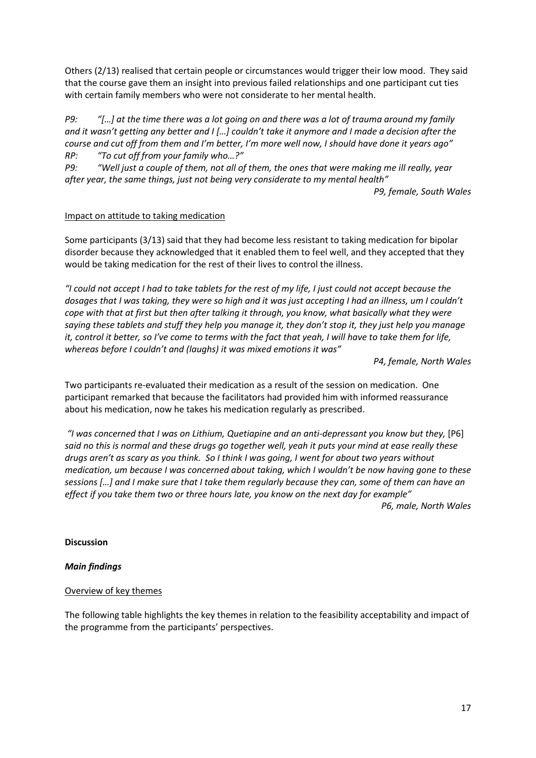Others (2/13) realised that certain people or circumstances would trigger their low mood. They said that the course gave them an insight into previous failed relationships and one participant cut ties with certain family members who were not considerate to her mental health.

*P9: "[…] at the time there was a lot going on and there was a lot of trauma around my family and it wasn't getting any better and I […] couldn't take it anymore and I made a decision after the course and cut off from them and I'm better, I'm more well now, I should have done it years ago"*
*RP: "To cut off from your family who…?"*
*P9: "Well just a couple of them, not all of them, the ones that were making me ill really, year after year, the same things, just not being very considerate to my mental health"*

*P9, female, South Wales*

Impact on attitude to taking medication

Some participants (3/13) said that they had become less resistant to taking medication for bipolar disorder because they acknowledged that it enabled them to feel well, and they accepted that they would be taking medication for the rest of their lives to control the illness.

*"I could not accept I had to take tablets for the rest of my life, I just could not accept because the dosages that I was taking, they were so high and it was just accepting I had an illness, um I couldn't cope with that at first but then after talking it through, you know, what basically what they were saying these tablets and stuff they help you manage it, they don't stop it, they just help you manage it, control it better, so I've come to terms with the fact that yeah, I will have to take them for life, whereas before I couldn't and (laughs) it was mixed emotions it was"*

*P4, female, North Wales*

Two participants re-evaluated their medication as a result of the session on medication. One participant remarked that because the facilitators had provided him with informed reassurance about his medication, now he takes his medication regularly as prescribed.

*"I was concerned that I was on Lithium, Quetiapine and an anti-depressant you know but they,* [P6] *said no this is normal and these drugs go together well, yeah it puts your mind at ease really these drugs aren't as scary as you think. So I think I was going, I went for about two years without medication, um because I was concerned about taking, which I wouldn't be now having gone to these sessions […] and I make sure that I take them regularly because they can, some of them can have an effect if you take them two or three hours late, you know on the next day for example"*

*P6, male, North Wales*

**Discussion**

***Main findings***

Overview of key themes

The following table highlights the key themes in relation to the feasibility acceptability and impact of the programme from the participants' perspectives.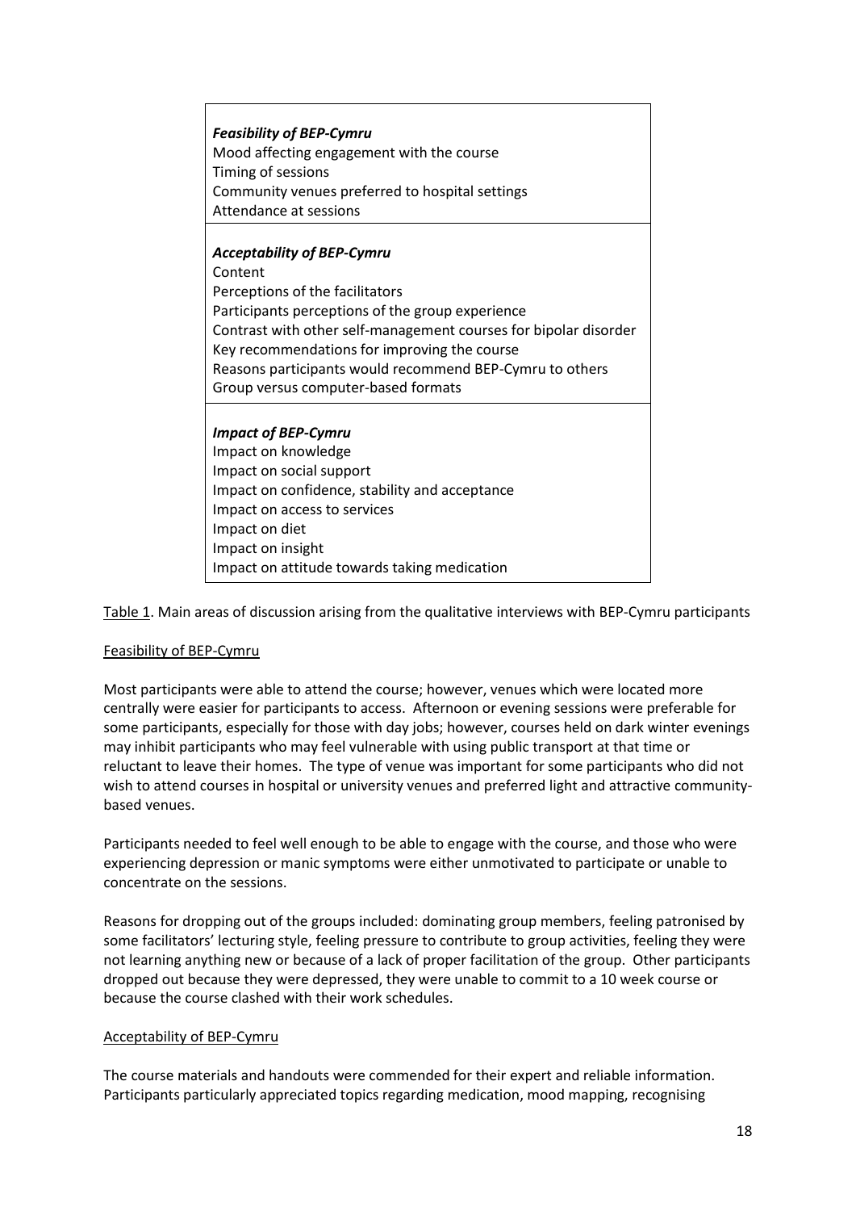| *Feasibility of BEP-Cymru* |
|---|
| Mood affecting engagement with the course<br>Timing of sessions<br>Community venues preferred to hospital settings<br>Attendance at sessions |
| ***Acceptability of BEP-Cymru*** |
| Content<br>Perceptions of the facilitators<br>Participants perceptions of the group experience<br>Contrast with other self-management courses for bipolar disorder<br>Key recommendations for improving the course<br>Reasons participants would recommend BEP-Cymru to others<br>Group versus computer-based formats |
| ***Impact of BEP-Cymru*** |
| Impact on knowledge<br>Impact on social support<br>Impact on confidence, stability and acceptance<br>Impact on access to services<br>Impact on diet<br>Impact on insight<br>Impact on attitude towards taking medication |

Table 1. Main areas of discussion arising from the qualitative interviews with BEP-Cymru participants

Feasibility of BEP-Cymru

Most participants were able to attend the course; however, venues which were located more centrally were easier for participants to access. Afternoon or evening sessions were preferable for some participants, especially for those with day jobs; however, courses held on dark winter evenings may inhibit participants who may feel vulnerable with using public transport at that time or reluctant to leave their homes. The type of venue was important for some participants who did not wish to attend courses in hospital or university venues and preferred light and attractive community-based venues.

Participants needed to feel well enough to be able to engage with the course, and those who were experiencing depression or manic symptoms were either unmotivated to participate or unable to concentrate on the sessions.

Reasons for dropping out of the groups included: dominating group members, feeling patronised by some facilitators' lecturing style, feeling pressure to contribute to group activities, feeling they were not learning anything new or because of a lack of proper facilitation of the group. Other participants dropped out because they were depressed, they were unable to commit to a 10 week course or because the course clashed with their work schedules.

Acceptability of BEP-Cymru

The course materials and handouts were commended for their expert and reliable information. Participants particularly appreciated topics regarding medication, mood mapping, recognising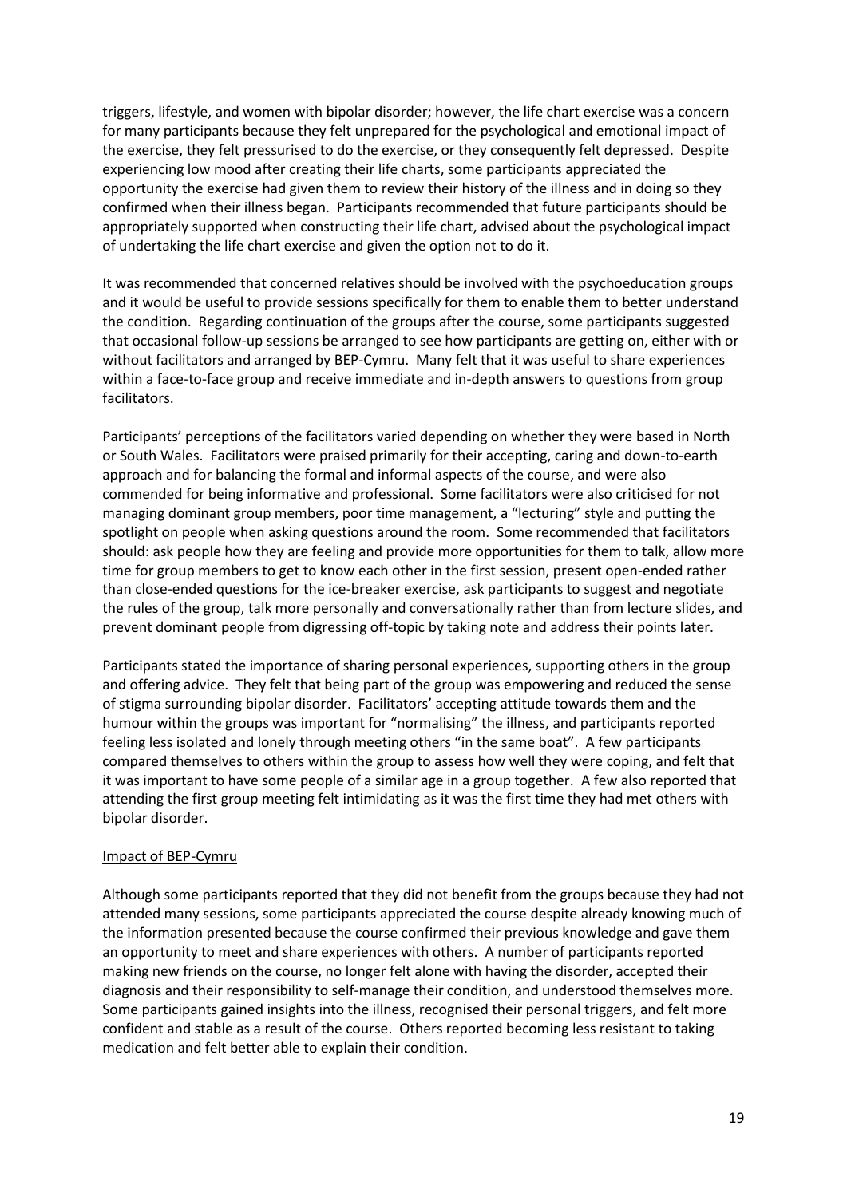triggers, lifestyle, and women with bipolar disorder; however, the life chart exercise was a concern for many participants because they felt unprepared for the psychological and emotional impact of the exercise, they felt pressurised to do the exercise, or they consequently felt depressed. Despite experiencing low mood after creating their life charts, some participants appreciated the opportunity the exercise had given them to review their history of the illness and in doing so they confirmed when their illness began. Participants recommended that future participants should be appropriately supported when constructing their life chart, advised about the psychological impact of undertaking the life chart exercise and given the option not to do it.

It was recommended that concerned relatives should be involved with the psychoeducation groups and it would be useful to provide sessions specifically for them to enable them to better understand the condition. Regarding continuation of the groups after the course, some participants suggested that occasional follow-up sessions be arranged to see how participants are getting on, either with or without facilitators and arranged by BEP-Cymru. Many felt that it was useful to share experiences within a face-to-face group and receive immediate and in-depth answers to questions from group facilitators.

Participants' perceptions of the facilitators varied depending on whether they were based in North or South Wales. Facilitators were praised primarily for their accepting, caring and down-to-earth approach and for balancing the formal and informal aspects of the course, and were also commended for being informative and professional. Some facilitators were also criticised for not managing dominant group members, poor time management, a "lecturing" style and putting the spotlight on people when asking questions around the room. Some recommended that facilitators should: ask people how they are feeling and provide more opportunities for them to talk, allow more time for group members to get to know each other in the first session, present open-ended rather than close-ended questions for the ice-breaker exercise, ask participants to suggest and negotiate the rules of the group, talk more personally and conversationally rather than from lecture slides, and prevent dominant people from digressing off-topic by taking note and address their points later.

Participants stated the importance of sharing personal experiences, supporting others in the group and offering advice. They felt that being part of the group was empowering and reduced the sense of stigma surrounding bipolar disorder. Facilitators' accepting attitude towards them and the humour within the groups was important for "normalising" the illness, and participants reported feeling less isolated and lonely through meeting others "in the same boat". A few participants compared themselves to others within the group to assess how well they were coping, and felt that it was important to have some people of a similar age in a group together. A few also reported that attending the first group meeting felt intimidating as it was the first time they had met others with bipolar disorder.

<u>Impact of BEP-Cymru</u>

Although some participants reported that they did not benefit from the groups because they had not attended many sessions, some participants appreciated the course despite already knowing much of the information presented because the course confirmed their previous knowledge and gave them an opportunity to meet and share experiences with others. A number of participants reported making new friends on the course, no longer felt alone with having the disorder, accepted their diagnosis and their responsibility to self-manage their condition, and understood themselves more. Some participants gained insights into the illness, recognised their personal triggers, and felt more confident and stable as a result of the course. Others reported becoming less resistant to taking medication and felt better able to explain their condition.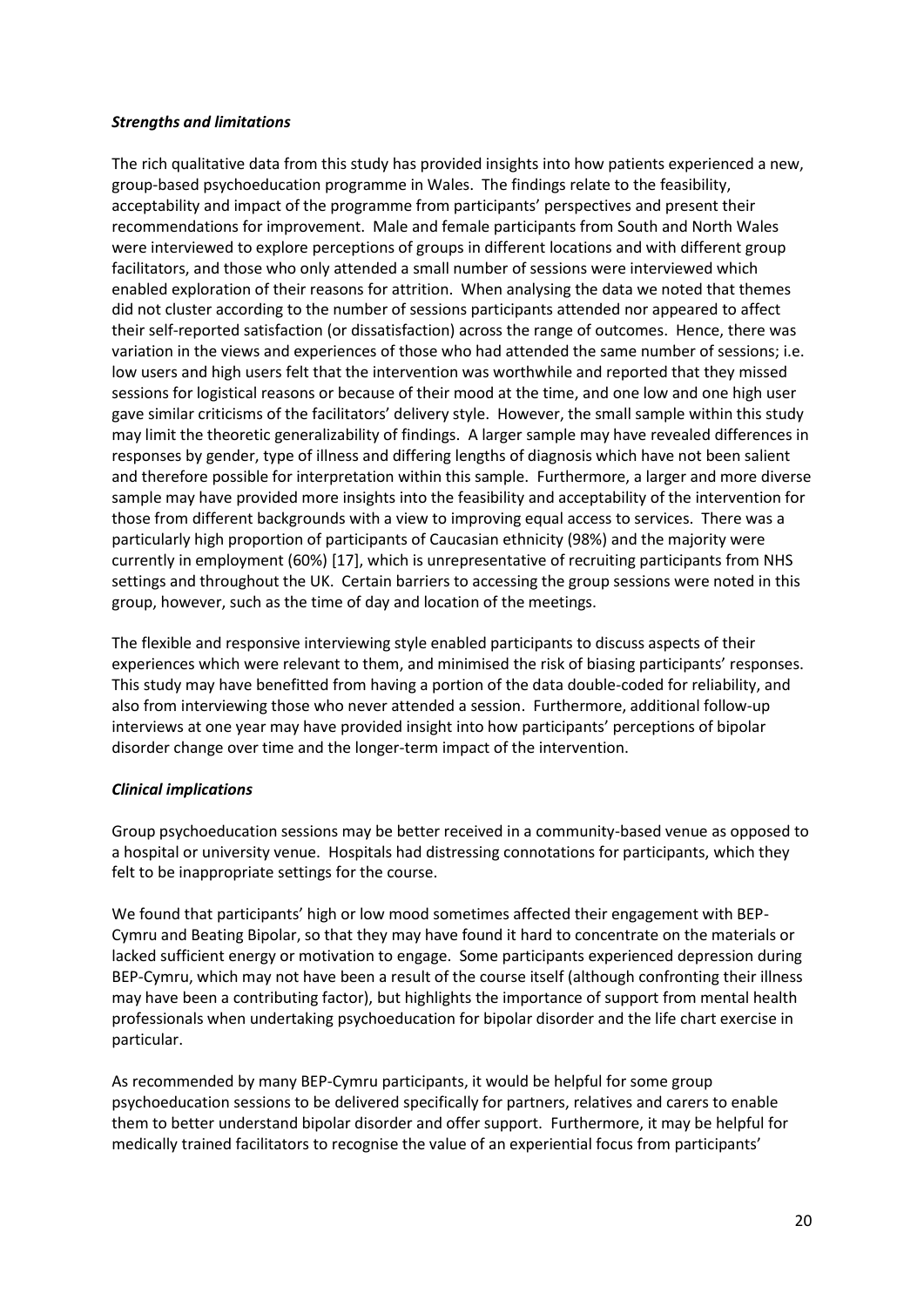### *Strengths and limitations*

The rich qualitative data from this study has provided insights into how patients experienced a new, group-based psychoeducation programme in Wales. The findings relate to the feasibility, acceptability and impact of the programme from participants' perspectives and present their recommendations for improvement. Male and female participants from South and North Wales were interviewed to explore perceptions of groups in different locations and with different group facilitators, and those who only attended a small number of sessions were interviewed which enabled exploration of their reasons for attrition. When analysing the data we noted that themes did not cluster according to the number of sessions participants attended nor appeared to affect their self-reported satisfaction (or dissatisfaction) across the range of outcomes. Hence, there was variation in the views and experiences of those who had attended the same number of sessions; i.e. low users and high users felt that the intervention was worthwhile and reported that they missed sessions for logistical reasons or because of their mood at the time, and one low and one high user gave similar criticisms of the facilitators' delivery style. However, the small sample within this study may limit the theoretic generalizability of findings. A larger sample may have revealed differences in responses by gender, type of illness and differing lengths of diagnosis which have not been salient and therefore possible for interpretation within this sample. Furthermore, a larger and more diverse sample may have provided more insights into the feasibility and acceptability of the intervention for those from different backgrounds with a view to improving equal access to services. There was a particularly high proportion of participants of Caucasian ethnicity (98%) and the majority were currently in employment (60%) [17], which is unrepresentative of recruiting participants from NHS settings and throughout the UK. Certain barriers to accessing the group sessions were noted in this group, however, such as the time of day and location of the meetings.

The flexible and responsive interviewing style enabled participants to discuss aspects of their experiences which were relevant to them, and minimised the risk of biasing participants' responses. This study may have benefitted from having a portion of the data double-coded for reliability, and also from interviewing those who never attended a session. Furthermore, additional follow-up interviews at one year may have provided insight into how participants' perceptions of bipolar disorder change over time and the longer-term impact of the intervention.

### *Clinical implications*

Group psychoeducation sessions may be better received in a community-based venue as opposed to a hospital or university venue. Hospitals had distressing connotations for participants, which they felt to be inappropriate settings for the course.

We found that participants' high or low mood sometimes affected their engagement with BEP-Cymru and Beating Bipolar, so that they may have found it hard to concentrate on the materials or lacked sufficient energy or motivation to engage. Some participants experienced depression during BEP-Cymru, which may not have been a result of the course itself (although confronting their illness may have been a contributing factor), but highlights the importance of support from mental health professionals when undertaking psychoeducation for bipolar disorder and the life chart exercise in particular.

As recommended by many BEP-Cymru participants, it would be helpful for some group psychoeducation sessions to be delivered specifically for partners, relatives and carers to enable them to better understand bipolar disorder and offer support. Furthermore, it may be helpful for medically trained facilitators to recognise the value of an experiential focus from participants'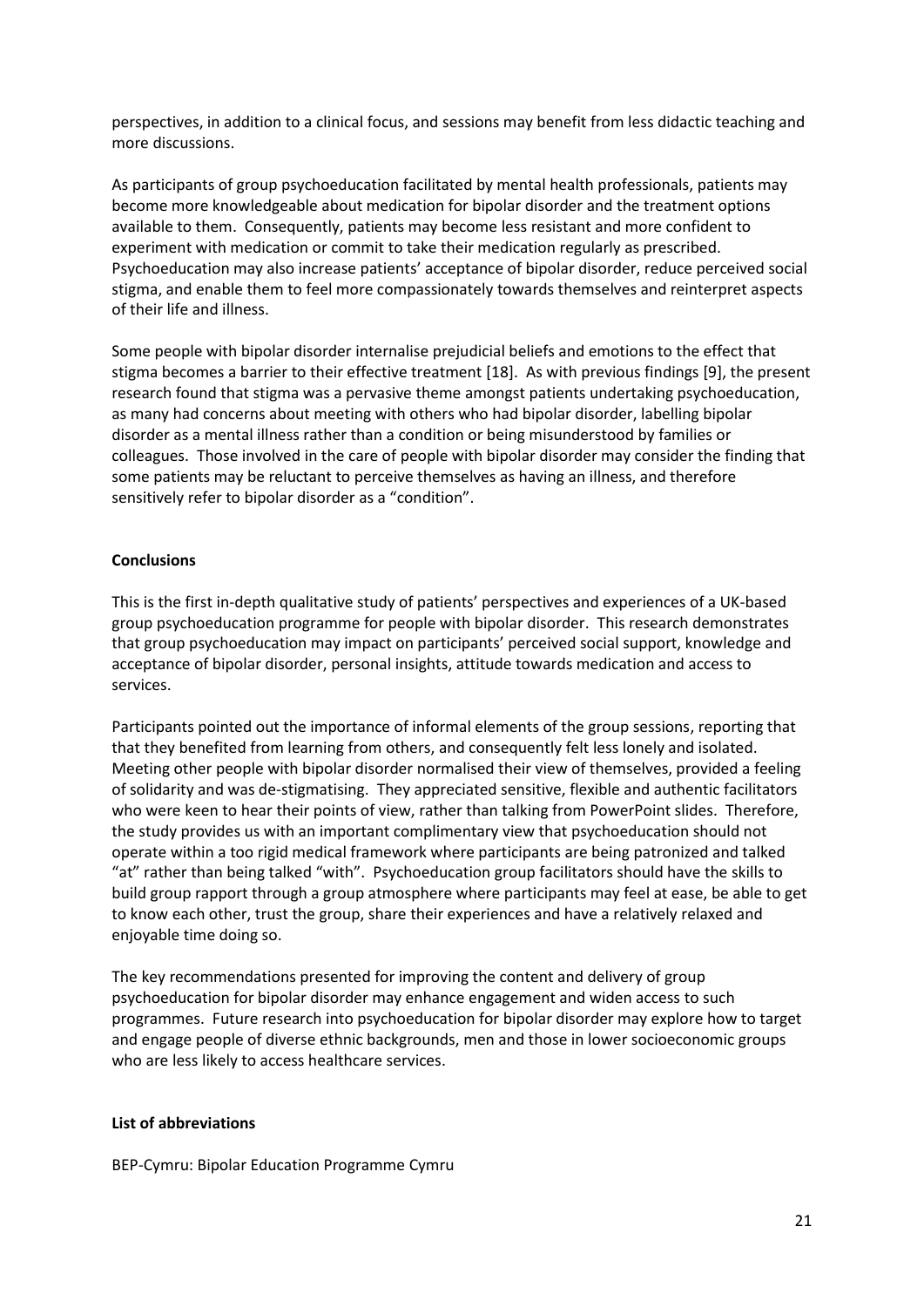perspectives, in addition to a clinical focus, and sessions may benefit from less didactic teaching and more discussions.

As participants of group psychoeducation facilitated by mental health professionals, patients may become more knowledgeable about medication for bipolar disorder and the treatment options available to them. Consequently, patients may become less resistant and more confident to experiment with medication or commit to take their medication regularly as prescribed. Psychoeducation may also increase patients' acceptance of bipolar disorder, reduce perceived social stigma, and enable them to feel more compassionately towards themselves and reinterpret aspects of their life and illness.

Some people with bipolar disorder internalise prejudicial beliefs and emotions to the effect that stigma becomes a barrier to their effective treatment [18]. As with previous findings [9], the present research found that stigma was a pervasive theme amongst patients undertaking psychoeducation, as many had concerns about meeting with others who had bipolar disorder, labelling bipolar disorder as a mental illness rather than a condition or being misunderstood by families or colleagues. Those involved in the care of people with bipolar disorder may consider the finding that some patients may be reluctant to perceive themselves as having an illness, and therefore sensitively refer to bipolar disorder as a "condition".

## Conclusions

This is the first in-depth qualitative study of patients' perspectives and experiences of a UK-based group psychoeducation programme for people with bipolar disorder. This research demonstrates that group psychoeducation may impact on participants' perceived social support, knowledge and acceptance of bipolar disorder, personal insights, attitude towards medication and access to services.

Participants pointed out the importance of informal elements of the group sessions, reporting that that they benefited from learning from others, and consequently felt less lonely and isolated. Meeting other people with bipolar disorder normalised their view of themselves, provided a feeling of solidarity and was de-stigmatising. They appreciated sensitive, flexible and authentic facilitators who were keen to hear their points of view, rather than talking from PowerPoint slides. Therefore, the study provides us with an important complimentary view that psychoeducation should not operate within a too rigid medical framework where participants are being patronized and talked "at" rather than being talked "with". Psychoeducation group facilitators should have the skills to build group rapport through a group atmosphere where participants may feel at ease, be able to get to know each other, trust the group, share their experiences and have a relatively relaxed and enjoyable time doing so.

The key recommendations presented for improving the content and delivery of group psychoeducation for bipolar disorder may enhance engagement and widen access to such programmes. Future research into psychoeducation for bipolar disorder may explore how to target and engage people of diverse ethnic backgrounds, men and those in lower socioeconomic groups who are less likely to access healthcare services.

## List of abbreviations

BEP-Cymru: Bipolar Education Programme Cymru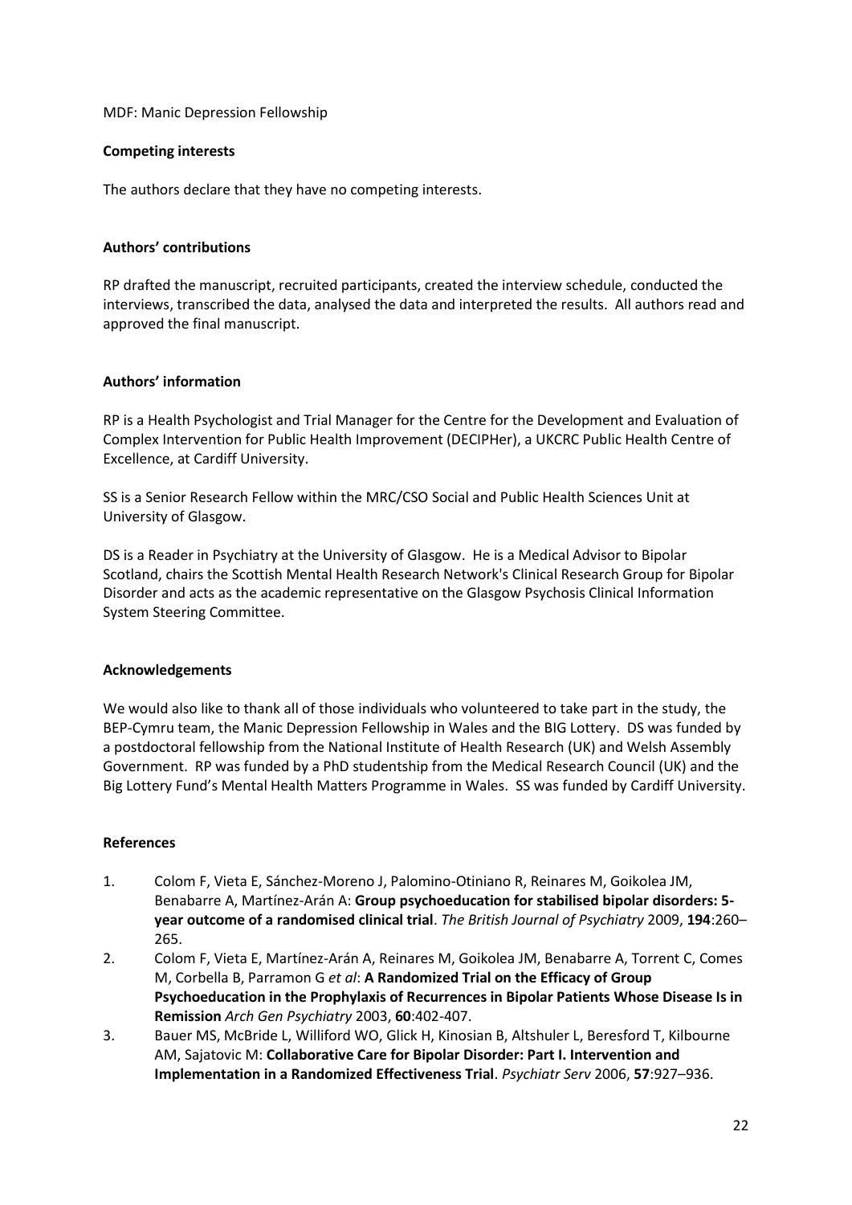MDF: Manic Depression Fellowship

**Competing interests**

The authors declare that they have no competing interests.

**Authors' contributions**

RP drafted the manuscript, recruited participants, created the interview schedule, conducted the interviews, transcribed the data, analysed the data and interpreted the results. All authors read and approved the final manuscript.

**Authors' information**

RP is a Health Psychologist and Trial Manager for the Centre for the Development and Evaluation of Complex Intervention for Public Health Improvement (DECIPHer), a UKCRC Public Health Centre of Excellence, at Cardiff University.

SS is a Senior Research Fellow within the MRC/CSO Social and Public Health Sciences Unit at University of Glasgow.

DS is a Reader in Psychiatry at the University of Glasgow. He is a Medical Advisor to Bipolar Scotland, chairs the Scottish Mental Health Research Network's Clinical Research Group for Bipolar Disorder and acts as the academic representative on the Glasgow Psychosis Clinical Information System Steering Committee.

**Acknowledgements**

We would also like to thank all of those individuals who volunteered to take part in the study, the BEP-Cymru team, the Manic Depression Fellowship in Wales and the BIG Lottery. DS was funded by a postdoctoral fellowship from the National Institute of Health Research (UK) and Welsh Assembly Government. RP was funded by a PhD studentship from the Medical Research Council (UK) and the Big Lottery Fund's Mental Health Matters Programme in Wales. SS was funded by Cardiff University.

**References**

1. Colom F, Vieta E, Sánchez-Moreno J, Palomino-Otiniano R, Reinares M, Goikolea JM, Benabarre A, Martínez-Arán A: **Group psychoeducation for stabilised bipolar disorders: 5-year outcome of a randomised clinical trial**. *The British Journal of Psychiatry* 2009, **194**:260–265.
2. Colom F, Vieta E, Martínez-Arán A, Reinares M, Goikolea JM, Benabarre A, Torrent C, Comes M, Corbella B, Parramon G *et al*: **A Randomized Trial on the Efficacy of Group Psychoeducation in the Prophylaxis of Recurrences in Bipolar Patients Whose Disease Is in Remission** *Arch Gen Psychiatry* 2003, **60**:402-407.
3. Bauer MS, McBride L, Williford WO, Glick H, Kinosian B, Altshuler L, Beresford T, Kilbourne AM, Sajatovic M: **Collaborative Care for Bipolar Disorder: Part I. Intervention and Implementation in a Randomized Effectiveness Trial**. *Psychiatr Serv* 2006, **57**:927–936.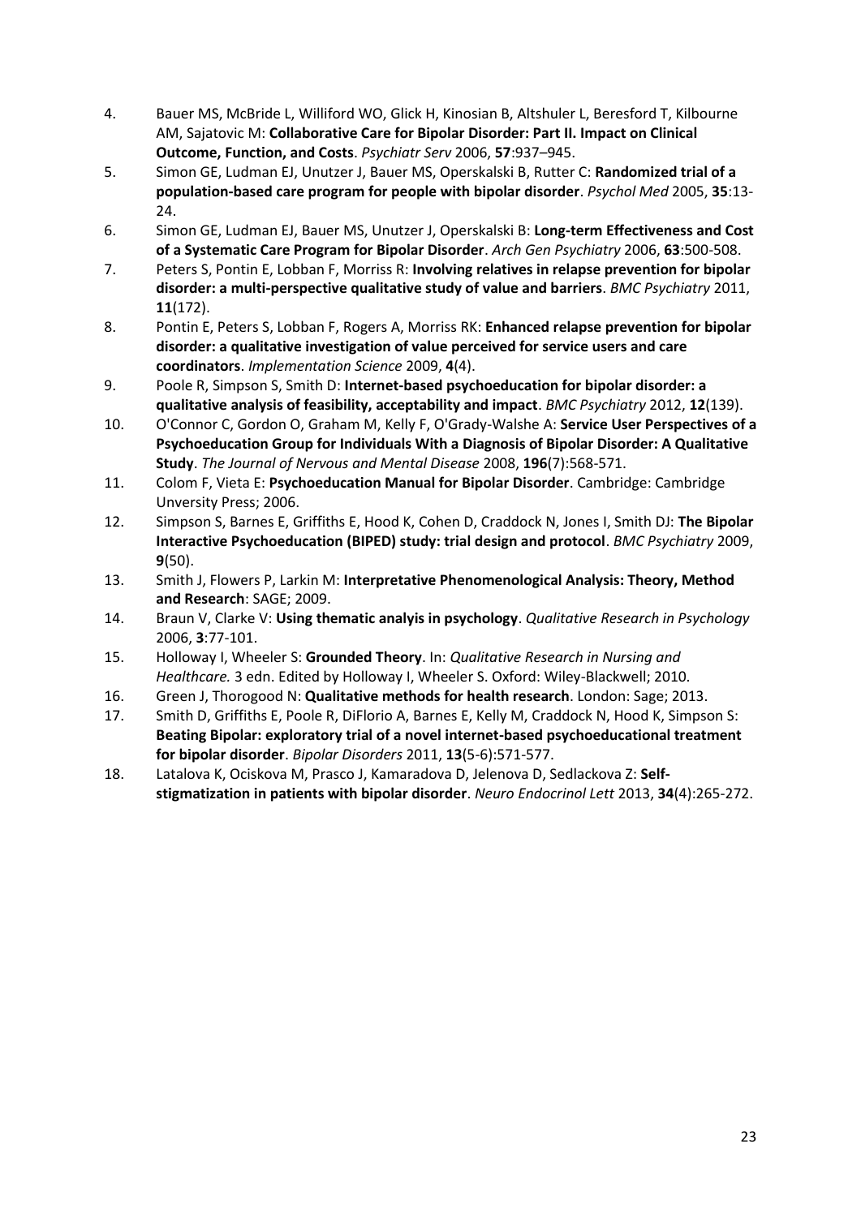4. Bauer MS, McBride L, Williford WO, Glick H, Kinosian B, Altshuler L, Beresford T, Kilbourne AM, Sajatovic M: **Collaborative Care for Bipolar Disorder: Part II. Impact on Clinical Outcome, Function, and Costs**. *Psychiatr Serv* 2006, **57**:937–945.
5. Simon GE, Ludman EJ, Unutzer J, Bauer MS, Operskalski B, Rutter C: **Randomized trial of a population-based care program for people with bipolar disorder**. *Psychol Med* 2005, **35**:13-24.
6. Simon GE, Ludman EJ, Bauer MS, Unutzer J, Operskalski B: **Long-term Effectiveness and Cost of a Systematic Care Program for Bipolar Disorder**. *Arch Gen Psychiatry* 2006, **63**:500-508.
7. Peters S, Pontin E, Lobban F, Morriss R: **Involving relatives in relapse prevention for bipolar disorder: a multi-perspective qualitative study of value and barriers**. *BMC Psychiatry* 2011, **11**(172).
8. Pontin E, Peters S, Lobban F, Rogers A, Morriss RK: **Enhanced relapse prevention for bipolar disorder: a qualitative investigation of value perceived for service users and care coordinators**. *Implementation Science* 2009, **4**(4).
9. Poole R, Simpson S, Smith D: **Internet-based psychoeducation for bipolar disorder: a qualitative analysis of feasibility, acceptability and impact**. *BMC Psychiatry* 2012, **12**(139).
10. O'Connor C, Gordon O, Graham M, Kelly F, O'Grady-Walshe A: **Service User Perspectives of a Psychoeducation Group for Individuals With a Diagnosis of Bipolar Disorder: A Qualitative Study**. *The Journal of Nervous and Mental Disease* 2008, **196**(7):568-571.
11. Colom F, Vieta E: **Psychoeducation Manual for Bipolar Disorder**. Cambridge: Cambridge Unversity Press; 2006.
12. Simpson S, Barnes E, Griffiths E, Hood K, Cohen D, Craddock N, Jones I, Smith DJ: **The Bipolar Interactive Psychoeducation (BIPED) study: trial design and protocol**. *BMC Psychiatry* 2009, **9**(50).
13. Smith J, Flowers P, Larkin M: **Interpretative Phenomenological Analysis: Theory, Method and Research**: SAGE; 2009.
14. Braun V, Clarke V: **Using thematic analyis in psychology**. *Qualitative Research in Psychology* 2006, **3**:77-101.
15. Holloway I, Wheeler S: **Grounded Theory**. In: *Qualitative Research in Nursing and Healthcare.* 3 edn. Edited by Holloway I, Wheeler S. Oxford: Wiley-Blackwell; 2010.
16. Green J, Thorogood N: **Qualitative methods for health research**. London: Sage; 2013.
17. Smith D, Griffiths E, Poole R, DiFlorio A, Barnes E, Kelly M, Craddock N, Hood K, Simpson S: **Beating Bipolar: exploratory trial of a novel internet-based psychoeducational treatment for bipolar disorder**. *Bipolar Disorders* 2011, **13**(5-6):571-577.
18. Latalova K, Ociskova M, Prasco J, Kamaradova D, Jelenova D, Sedlackova Z: **Self-stigmatization in patients with bipolar disorder**. *Neuro Endocrinol Lett* 2013, **34**(4):265-272.